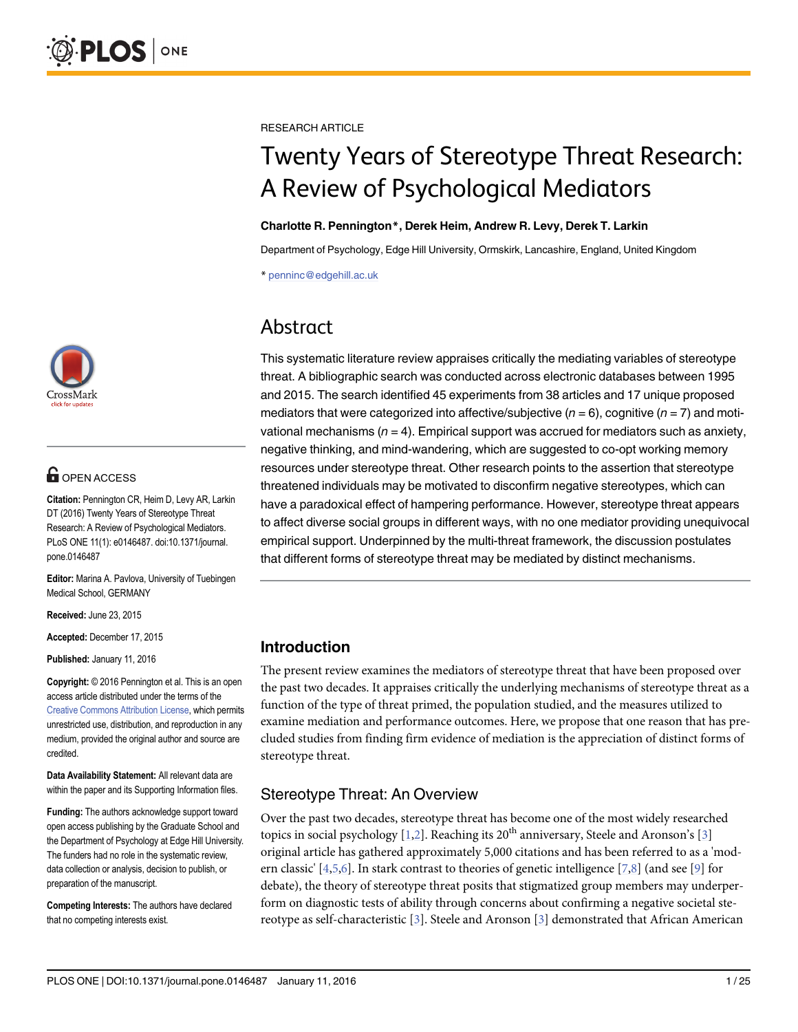RESEARCH ARTICLE

# Twenty Years of Stereotype Threat Research: A Review of Psychological Mediators

**Charlotte R. Pennington\*, Derek Heim, Andrew R. Levy, Derek T. Larkin**

Department of Psychology, Edge Hill University, Ormskirk, Lancashire, England, United Kingdom

\* penninc@edgehill.ac.uk

## Abstract

This systematic literature review appraises critically the mediating variables of stereotype threat. A bibliographic search was conducted across electronic databases between 1995 and 2015. The search identified 45 experiments from 38 articles and 17 unique proposed mediators that were categorized into affective/subjective ($n = 6$), cognitive ($n = 7$) and motivational mechanisms ($n = 4$). Empirical support was accrued for mediators such as anxiety, negative thinking, and mind-wandering, which are suggested to co-opt working memory resources under stereotype threat. Other research points to the assertion that stereotype threatened individuals may be motivated to disconfirm negative stereotypes, which can have a paradoxical effect of hampering performance. However, stereotype threat appears to affect diverse social groups in different ways, with no one mediator providing unequivocal empirical support. Underpinned by the multi-threat framework, the discussion postulates that different forms of stereotype threat may be mediated by distinct mechanisms.

OPEN ACCESS

**Citation:** Pennington CR, Heim D, Levy AR, Larkin DT (2016) Twenty Years of Stereotype Threat Research: A Review of Psychological Mediators. PLoS ONE 11(1): e0146487. doi:10.1371/journal.pone.0146487

**Editor:** Marina A. Pavlova, University of Tuebingen Medical School, GERMANY

**Received:** June 23, 2015

**Accepted:** December 17, 2015

**Published:** January 11, 2016

**Copyright:** © 2016 Pennington et al. This is an open access article distributed under the terms of the Creative Commons Attribution License, which permits unrestricted use, distribution, and reproduction in any medium, provided the original author and source are credited.

**Data Availability Statement:** All relevant data are within the paper and its Supporting Information files.

**Funding:** The authors acknowledge support toward open access publishing by the Graduate School and the Department of Psychology at Edge Hill University. The funders had no role in the systematic review, data collection or analysis, decision to publish, or preparation of the manuscript.

**Competing Interests:** The authors have declared that no competing interests exist.

## Introduction

The present review examines the mediators of stereotype threat that have been proposed over the past two decades. It appraises critically the underlying mechanisms of stereotype threat as a function of the type of threat primed, the population studied, and the measures utilized to examine mediation and performance outcomes. Here, we propose that one reason that has precluded studies from finding firm evidence of mediation is the appreciation of distinct forms of stereotype threat.

### Stereotype Threat: An Overview

Over the past two decades, stereotype threat has become one of the most widely researched topics in social psychology [1,2]. Reaching its 20th anniversary, Steele and Aronson's [3] original article has gathered approximately 5,000 citations and has been referred to as a 'modern classic' [4,5,6]. In stark contrast to theories of genetic intelligence [7,8] (and see [9] for debate), the theory of stereotype threat posits that stigmatized group members may underperform on diagnostic tests of ability through concerns about confirming a negative societal stereotype as self-characteristic [3]. Steele and Aronson [3] demonstrated that African American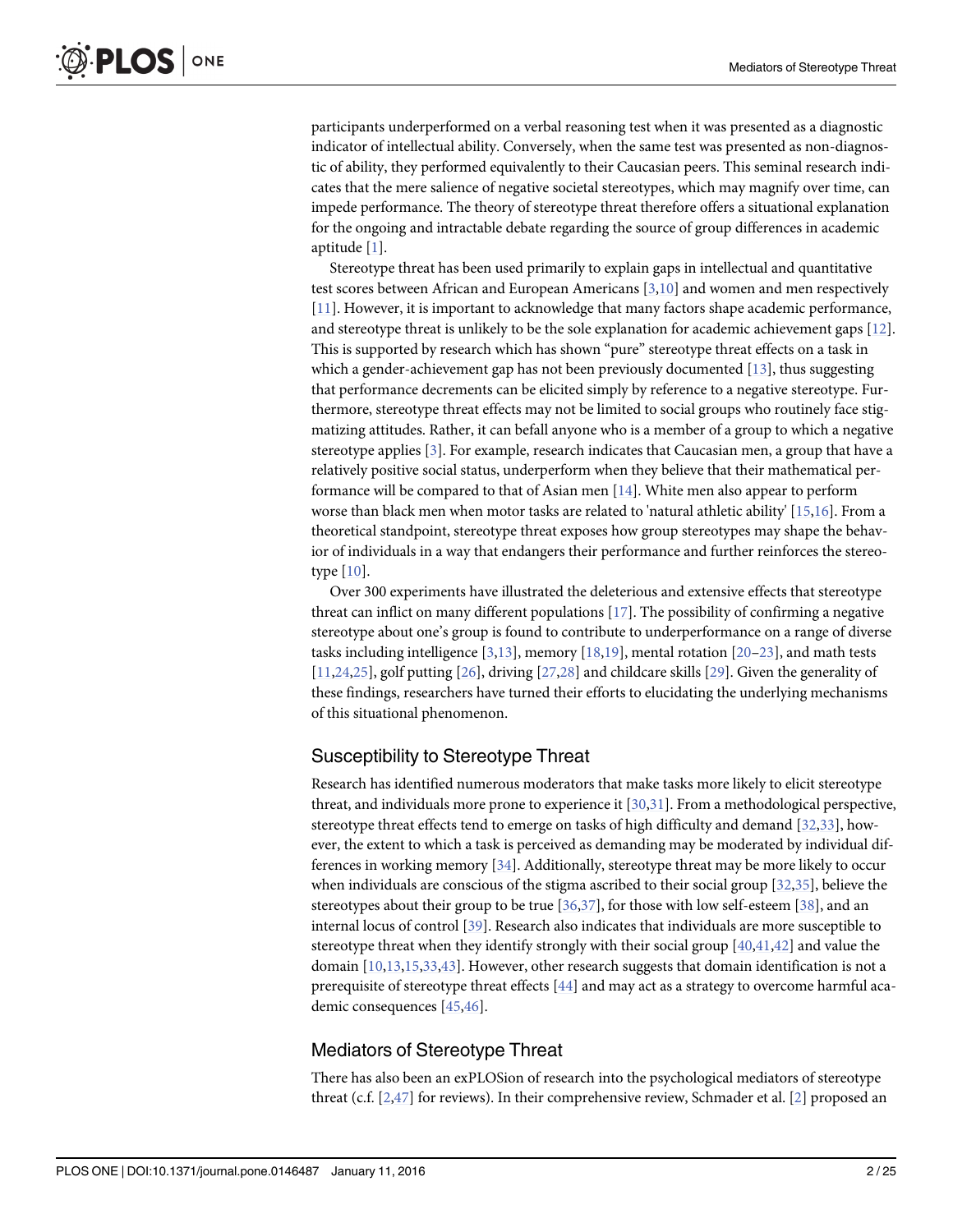participants underperformed on a verbal reasoning test when it was presented as a diagnostic indicator of intellectual ability. Conversely, when the same test was presented as non-diagnostic of ability, they performed equivalently to their Caucasian peers. This seminal research indicates that the mere salience of negative societal stereotypes, which may magnify over time, can impede performance. The theory of stereotype threat therefore offers a situational explanation for the ongoing and intractable debate regarding the source of group differences in academic aptitude [1].

Stereotype threat has been used primarily to explain gaps in intellectual and quantitative test scores between African and European Americans [3,10] and women and men respectively [11]. However, it is important to acknowledge that many factors shape academic performance, and stereotype threat is unlikely to be the sole explanation for academic achievement gaps [12]. This is supported by research which has shown "pure" stereotype threat effects on a task in which a gender-achievement gap has not been previously documented [13], thus suggesting that performance decrements can be elicited simply by reference to a negative stereotype. Furthermore, stereotype threat effects may not be limited to social groups who routinely face stigmatizing attitudes. Rather, it can befall anyone who is a member of a group to which a negative stereotype applies [3]. For example, research indicates that Caucasian men, a group that have a relatively positive social status, underperform when they believe that their mathematical performance will be compared to that of Asian men [14]. White men also appear to perform worse than black men when motor tasks are related to 'natural athletic ability' [15,16]. From a theoretical standpoint, stereotype threat exposes how group stereotypes may shape the behavior of individuals in a way that endangers their performance and further reinforces the stereotype [10].

Over 300 experiments have illustrated the deleterious and extensive effects that stereotype threat can inflict on many different populations [17]. The possibility of confirming a negative stereotype about one's group is found to contribute to underperformance on a range of diverse tasks including intelligence [3,13], memory [18,19], mental rotation [20–23], and math tests [11,24,25], golf putting [26], driving [27,28] and childcare skills [29]. Given the generality of these findings, researchers have turned their efforts to elucidating the underlying mechanisms of this situational phenomenon.

## Susceptibility to Stereotype Threat

Research has identified numerous moderators that make tasks more likely to elicit stereotype threat, and individuals more prone to experience it [30,31]. From a methodological perspective, stereotype threat effects tend to emerge on tasks of high difficulty and demand [32,33], however, the extent to which a task is perceived as demanding may be moderated by individual differences in working memory [34]. Additionally, stereotype threat may be more likely to occur when individuals are conscious of the stigma ascribed to their social group [32,35], believe the stereotypes about their group to be true [36,37], for those with low self-esteem [38], and an internal locus of control [39]. Research also indicates that individuals are more susceptible to stereotype threat when they identify strongly with their social group [40,41,42] and value the domain [10,13,15,33,43]. However, other research suggests that domain identification is not a prerequisite of stereotype threat effects [44] and may act as a strategy to overcome harmful academic consequences [45,46].

## Mediators of Stereotype Threat

There has also been an exPLOSion of research into the psychological mediators of stereotype threat (c.f. [2,47] for reviews). In their comprehensive review, Schmader et al. [2] proposed an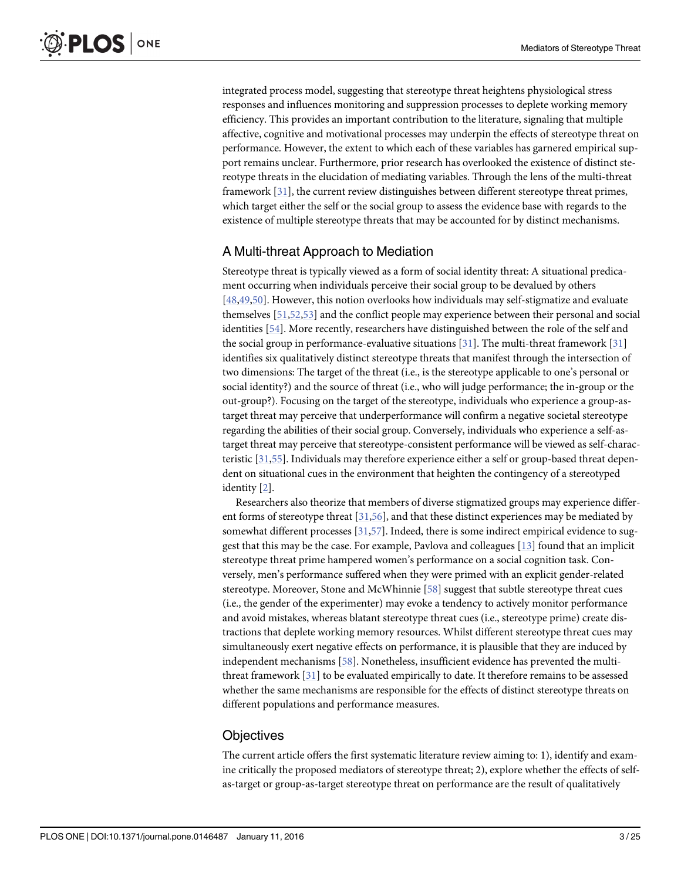integrated process model, suggesting that stereotype threat heightens physiological stress responses and influences monitoring and suppression processes to deplete working memory efficiency. This provides an important contribution to the literature, signaling that multiple affective, cognitive and motivational processes may underpin the effects of stereotype threat on performance. However, the extent to which each of these variables has garnered empirical support remains unclear. Furthermore, prior research has overlooked the existence of distinct stereotype threats in the elucidation of mediating variables. Through the lens of the multi-threat framework [31], the current review distinguishes between different stereotype threat primes, which target either the self or the social group to assess the evidence base with regards to the existence of multiple stereotype threats that may be accounted for by distinct mechanisms.

## A Multi-threat Approach to Mediation

Stereotype threat is typically viewed as a form of social identity threat: A situational predicament occurring when individuals perceive their social group to be devalued by others [48,49,50]. However, this notion overlooks how individuals may self-stigmatize and evaluate themselves [51,52,53] and the conflict people may experience between their personal and social identities [54]. More recently, researchers have distinguished between the role of the self and the social group in performance-evaluative situations [31]. The multi-threat framework [31] identifies six qualitatively distinct stereotype threats that manifest through the intersection of two dimensions: The target of the threat (i.e., is the stereotype applicable to one's personal or social identity?) and the source of threat (i.e., who will judge performance; the in-group or the out-group?). Focusing on the target of the stereotype, individuals who experience a group-as-target threat may perceive that underperformance will confirm a negative societal stereotype regarding the abilities of their social group. Conversely, individuals who experience a self-as-target threat may perceive that stereotype-consistent performance will be viewed as self-characteristic [31,55]. Individuals may therefore experience either a self or group-based threat dependent on situational cues in the environment that heighten the contingency of a stereotyped identity [2].

Researchers also theorize that members of diverse stigmatized groups may experience different forms of stereotype threat [31,56], and that these distinct experiences may be mediated by somewhat different processes [31,57]. Indeed, there is some indirect empirical evidence to suggest that this may be the case. For example, Pavlova and colleagues [13] found that an implicit stereotype threat prime hampered women's performance on a social cognition task. Conversely, men's performance suffered when they were primed with an explicit gender-related stereotype. Moreover, Stone and McWhinnie [58] suggest that subtle stereotype threat cues (i.e., the gender of the experimenter) may evoke a tendency to actively monitor performance and avoid mistakes, whereas blatant stereotype threat cues (i.e., stereotype prime) create distractions that deplete working memory resources. Whilst different stereotype threat cues may simultaneously exert negative effects on performance, it is plausible that they are induced by independent mechanisms [58]. Nonetheless, insufficient evidence has prevented the multi-threat framework [31] to be evaluated empirically to date. It therefore remains to be assessed whether the same mechanisms are responsible for the effects of distinct stereotype threats on different populations and performance measures.

## Objectives

The current article offers the first systematic literature review aiming to: 1), identify and examine critically the proposed mediators of stereotype threat; 2), explore whether the effects of self-as-target or group-as-target stereotype threat on performance are the result of qualitatively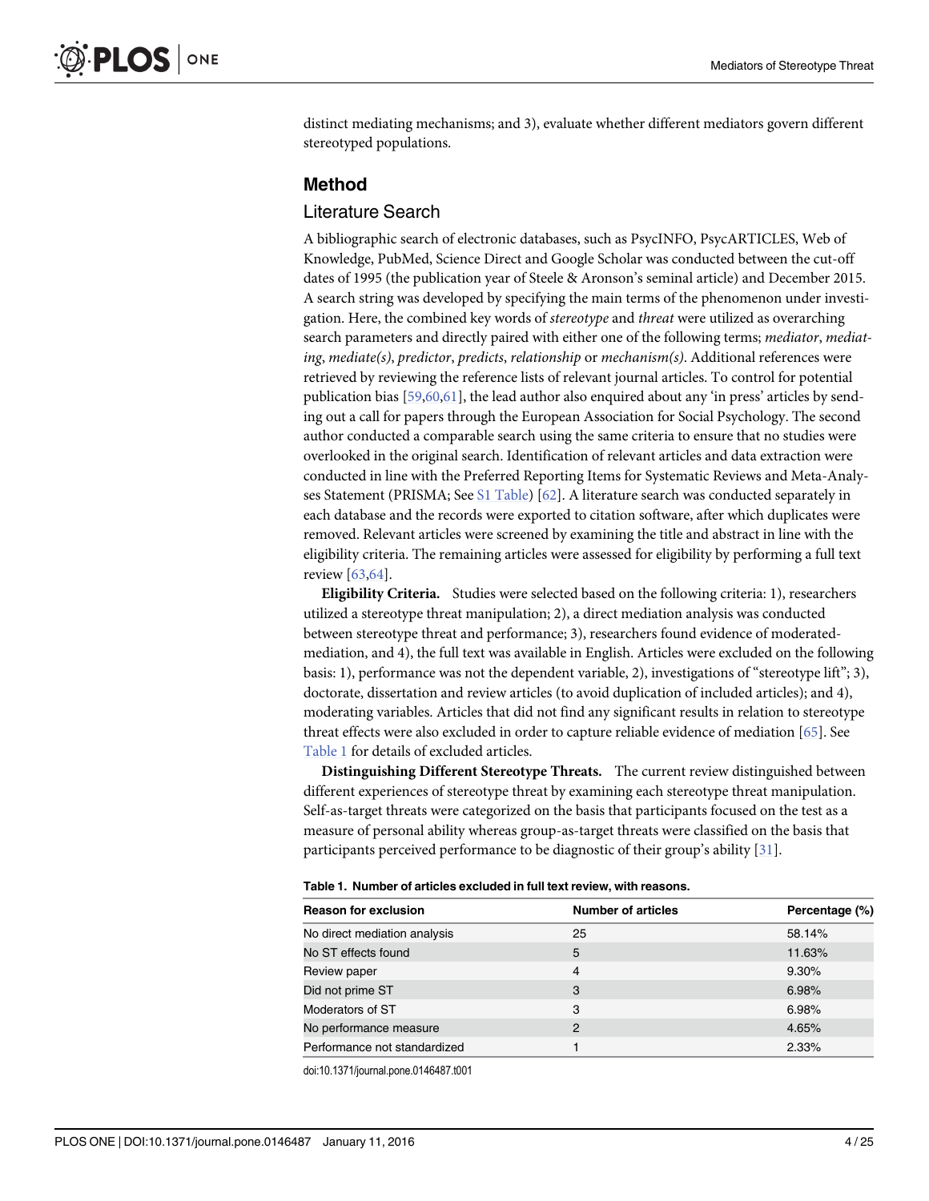distinct mediating mechanisms; and 3), evaluate whether different mediators govern different stereotyped populations.

## Method

### Literature Search

A bibliographic search of electronic databases, such as PsycINFO, PsycARTICLES, Web of Knowledge, PubMed, Science Direct and Google Scholar was conducted between the cut-off dates of 1995 (the publication year of Steele & Aronson's seminal article) and December 2015. A search string was developed by specifying the main terms of the phenomenon under investigation. Here, the combined key words of *stereotype* and *threat* were utilized as overarching search parameters and directly paired with either one of the following terms; *mediator*, *mediating*, *mediate(s)*, *predictor*, *predicts*, *relationship* or *mechanism(s)*. Additional references were retrieved by reviewing the reference lists of relevant journal articles. To control for potential publication bias [59,60,61], the lead author also enquired about any 'in press' articles by sending out a call for papers through the European Association for Social Psychology. The second author conducted a comparable search using the same criteria to ensure that no studies were overlooked in the original search. Identification of relevant articles and data extraction were conducted in line with the Preferred Reporting Items for Systematic Reviews and Meta-Analyses Statement (PRISMA; See S1 Table) [62]. A literature search was conducted separately in each database and the records were exported to citation software, after which duplicates were removed. Relevant articles were screened by examining the title and abstract in line with the eligibility criteria. The remaining articles were assessed for eligibility by performing a full text review [63,64].

**Eligibility Criteria.** Studies were selected based on the following criteria: 1), researchers utilized a stereotype threat manipulation; 2), a direct mediation analysis was conducted between stereotype threat and performance; 3), researchers found evidence of moderated-mediation, and 4), the full text was available in English. Articles were excluded on the following basis: 1), performance was not the dependent variable, 2), investigations of "stereotype lift"; 3), doctorate, dissertation and review articles (to avoid duplication of included articles); and 4), moderating variables. Articles that did not find any significant results in relation to stereotype threat effects were also excluded in order to capture reliable evidence of mediation [65]. See Table 1 for details of excluded articles.

**Distinguishing Different Stereotype Threats.** The current review distinguished between different experiences of stereotype threat by examining each stereotype threat manipulation. Self-as-target threats were categorized on the basis that participants focused on the test as a measure of personal ability whereas group-as-target threats were classified on the basis that participants perceived performance to be diagnostic of their group's ability [31].

**Table 1. Number of articles excluded in full text review, with reasons.**

| Reason for exclusion | Number of articles | Percentage (%) |
|---|---|---|
| No direct mediation analysis | 25 | 58.14% |
| No ST effects found | 5 | 11.63% |
| Review paper | 4 | 9.30% |
| Did not prime ST | 3 | 6.98% |
| Moderators of ST | 3 | 6.98% |
| No performance measure | 2 | 4.65% |
| Performance not standardized | 1 | 2.33% |

doi:10.1371/journal.pone.0146487.t001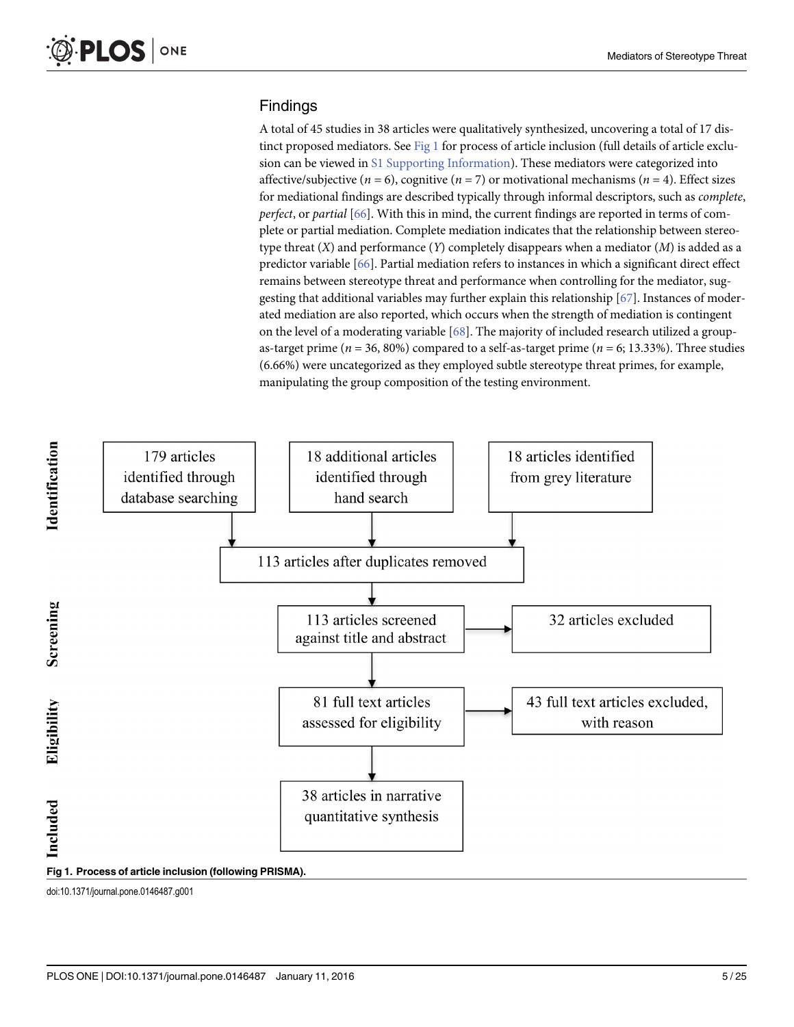## Findings

A total of 45 studies in 38 articles were qualitatively synthesized, uncovering a total of 17 distinct proposed mediators. See Fig 1 for process of article inclusion (full details of article exclusion can be viewed in S1 Supporting Information). These mediators were categorized into affective/subjective ($n = 6$), cognitive ($n = 7$) or motivational mechanisms ($n = 4$). Effect sizes for mediational findings are described typically through informal descriptors, such as *complete*, *perfect*, or *partial* [66]. With this in mind, the current findings are reported in terms of complete or partial mediation. Complete mediation indicates that the relationship between stereotype threat ($X$) and performance ($Y$) completely disappears when a mediator ($M$) is added as a predictor variable [66]. Partial mediation refers to instances in which a significant direct effect remains between stereotype threat and performance when controlling for the mediator, suggesting that additional variables may further explain this relationship [67]. Instances of moderated mediation are also reported, which occurs when the strength of mediation is contingent on the level of a moderating variable [68]. The majority of included research utilized a group-as-target prime ($n = 36$, 80%) compared to a self-as-target prime ($n = 6$; 13.33%). Three studies (6.66%) were uncategorized as they employed subtle stereotype threat primes, for example, manipulating the group composition of the testing environment.

**Identification**

- 179 articles identified through database searching
- 18 additional articles identified through hand search
- 18 articles identified from grey literature

→ 113 articles after duplicates removed

**Screening**

- 113 articles screened against title and abstract → 32 articles excluded

**Eligibility**

- 81 full text articles assessed for eligibility → 43 full text articles excluded, with reason

**Included**

- 38 articles in narrative quantitative synthesis

**Fig 1. Process of article inclusion (following PRISMA).**

doi:10.1371/journal.pone.0146487.g001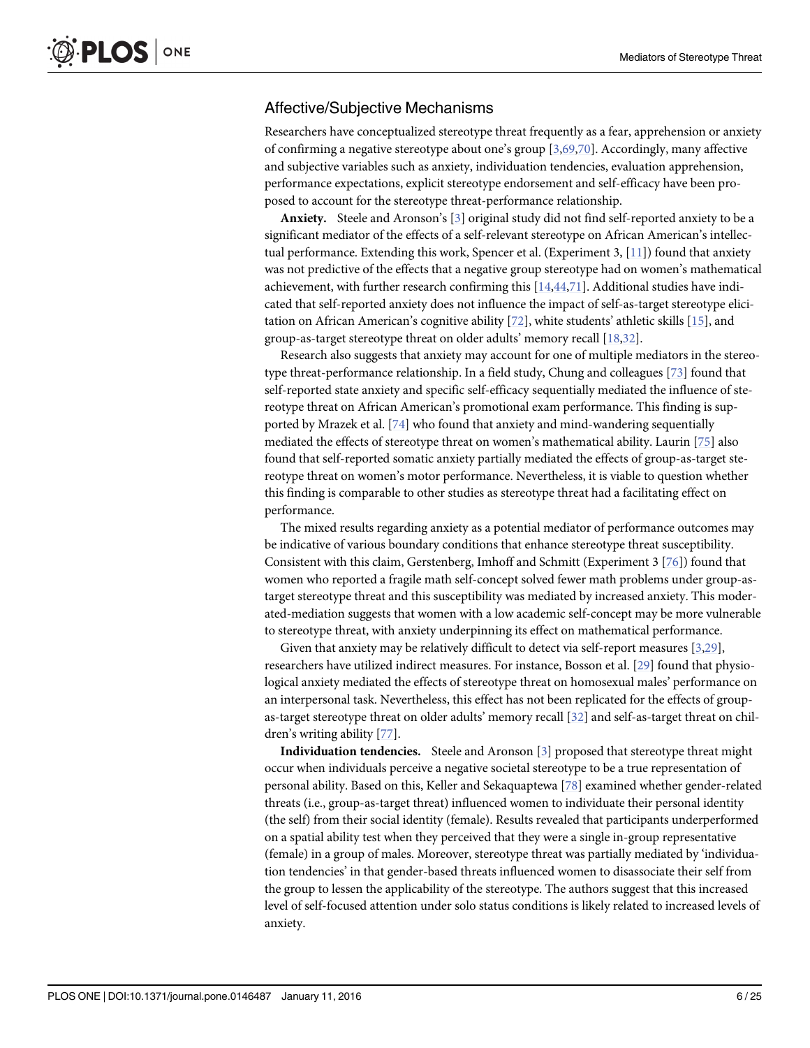## Affective/Subjective Mechanisms

Researchers have conceptualized stereotype threat frequently as a fear, apprehension or anxiety of confirming a negative stereotype about one's group [3,69,70]. Accordingly, many affective and subjective variables such as anxiety, individuation tendencies, evaluation apprehension, performance expectations, explicit stereotype endorsement and self-efficacy have been proposed to account for the stereotype threat-performance relationship.

**Anxiety.** Steele and Aronson's [3] original study did not find self-reported anxiety to be a significant mediator of the effects of a self-relevant stereotype on African American's intellectual performance. Extending this work, Spencer et al. (Experiment 3, [11]) found that anxiety was not predictive of the effects that a negative group stereotype had on women's mathematical achievement, with further research confirming this [14,44,71]. Additional studies have indicated that self-reported anxiety does not influence the impact of self-as-target stereotype elicitation on African American's cognitive ability [72], white students' athletic skills [15], and group-as-target stereotype threat on older adults' memory recall [18,32].

Research also suggests that anxiety may account for one of multiple mediators in the stereotype threat-performance relationship. In a field study, Chung and colleagues [73] found that self-reported state anxiety and specific self-efficacy sequentially mediated the influence of stereotype threat on African American's promotional exam performance. This finding is supported by Mrazek et al. [74] who found that anxiety and mind-wandering sequentially mediated the effects of stereotype threat on women's mathematical ability. Laurin [75] also found that self-reported somatic anxiety partially mediated the effects of group-as-target stereotype threat on women's motor performance. Nevertheless, it is viable to question whether this finding is comparable to other studies as stereotype threat had a facilitating effect on performance.

The mixed results regarding anxiety as a potential mediator of performance outcomes may be indicative of various boundary conditions that enhance stereotype threat susceptibility. Consistent with this claim, Gerstenberg, Imhoff and Schmitt (Experiment 3 [76]) found that women who reported a fragile math self-concept solved fewer math problems under group-as-target stereotype threat and this susceptibility was mediated by increased anxiety. This moderated-mediation suggests that women with a low academic self-concept may be more vulnerable to stereotype threat, with anxiety underpinning its effect on mathematical performance.

Given that anxiety may be relatively difficult to detect via self-report measures [3,29], researchers have utilized indirect measures. For instance, Bosson et al. [29] found that physiological anxiety mediated the effects of stereotype threat on homosexual males' performance on an interpersonal task. Nevertheless, this effect has not been replicated for the effects of group-as-target stereotype threat on older adults' memory recall [32] and self-as-target threat on children's writing ability [77].

**Individuation tendencies.** Steele and Aronson [3] proposed that stereotype threat might occur when individuals perceive a negative societal stereotype to be a true representation of personal ability. Based on this, Keller and Sekaquaptewa [78] examined whether gender-related threats (i.e., group-as-target threat) influenced women to individuate their personal identity (the self) from their social identity (female). Results revealed that participants underperformed on a spatial ability test when they perceived that they were a single in-group representative (female) in a group of males. Moreover, stereotype threat was partially mediated by 'individuation tendencies' in that gender-based threats influenced women to disassociate their self from the group to lessen the applicability of the stereotype. The authors suggest that this increased level of self-focused attention under solo status conditions is likely related to increased levels of anxiety.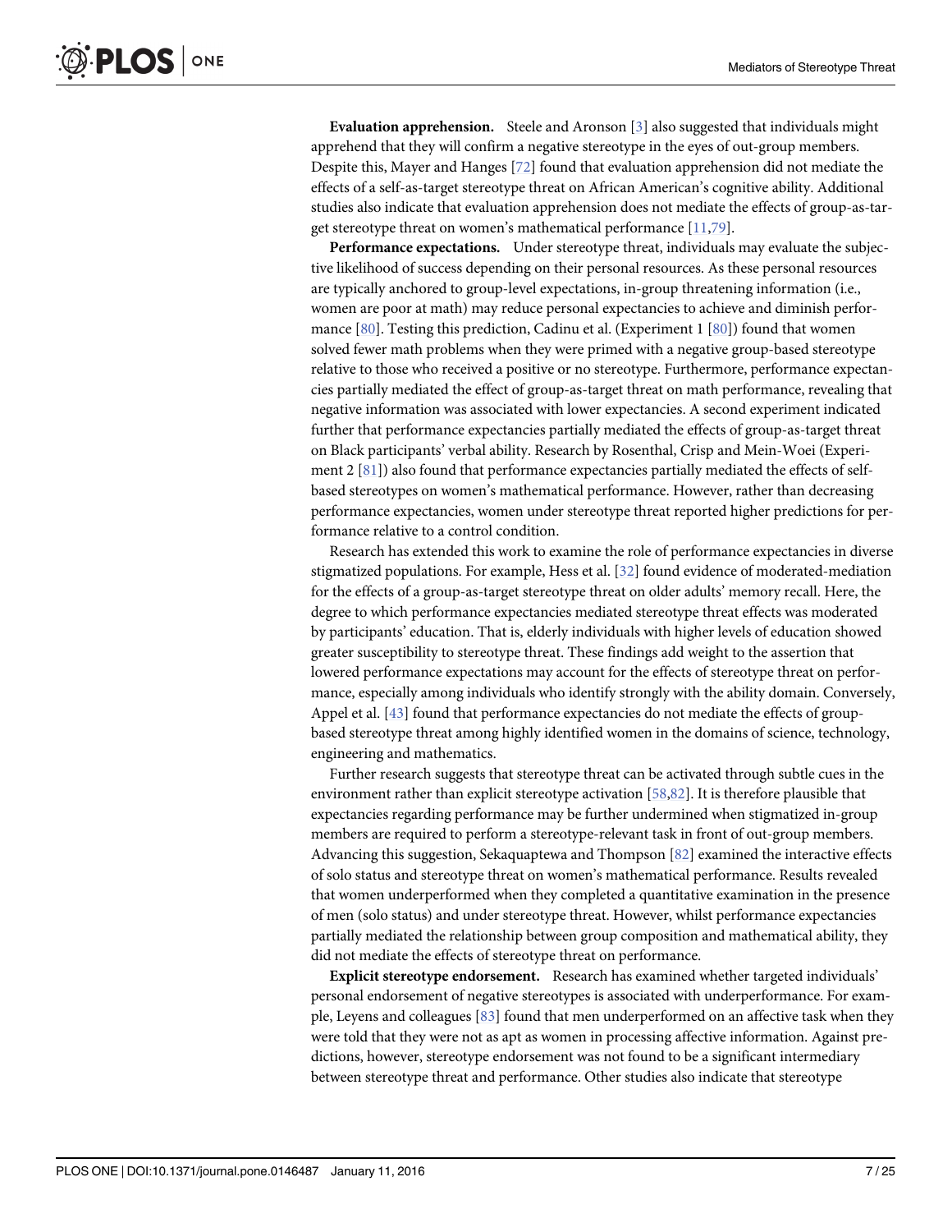**Evaluation apprehension.** Steele and Aronson [3] also suggested that individuals might apprehend that they will confirm a negative stereotype in the eyes of out-group members. Despite this, Mayer and Hanges [72] found that evaluation apprehension did not mediate the effects of a self-as-target stereotype threat on African American's cognitive ability. Additional studies also indicate that evaluation apprehension does not mediate the effects of group-as-target stereotype threat on women's mathematical performance [11,79].

**Performance expectations.** Under stereotype threat, individuals may evaluate the subjective likelihood of success depending on their personal resources. As these personal resources are typically anchored to group-level expectations, in-group threatening information (i.e., women are poor at math) may reduce personal expectancies to achieve and diminish performance [80]. Testing this prediction, Cadinu et al. (Experiment 1 [80]) found that women solved fewer math problems when they were primed with a negative group-based stereotype relative to those who received a positive or no stereotype. Furthermore, performance expectancies partially mediated the effect of group-as-target threat on math performance, revealing that negative information was associated with lower expectancies. A second experiment indicated further that performance expectancies partially mediated the effects of group-as-target threat on Black participants' verbal ability. Research by Rosenthal, Crisp and Mein-Woei (Experiment 2 [81]) also found that performance expectancies partially mediated the effects of self-based stereotypes on women's mathematical performance. However, rather than decreasing performance expectancies, women under stereotype threat reported higher predictions for performance relative to a control condition.

Research has extended this work to examine the role of performance expectancies in diverse stigmatized populations. For example, Hess et al. [32] found evidence of moderated-mediation for the effects of a group-as-target stereotype threat on older adults' memory recall. Here, the degree to which performance expectancies mediated stereotype threat effects was moderated by participants' education. That is, elderly individuals with higher levels of education showed greater susceptibility to stereotype threat. These findings add weight to the assertion that lowered performance expectations may account for the effects of stereotype threat on performance, especially among individuals who identify strongly with the ability domain. Conversely, Appel et al. [43] found that performance expectancies do not mediate the effects of group-based stereotype threat among highly identified women in the domains of science, technology, engineering and mathematics.

Further research suggests that stereotype threat can be activated through subtle cues in the environment rather than explicit stereotype activation [58,82]. It is therefore plausible that expectancies regarding performance may be further undermined when stigmatized in-group members are required to perform a stereotype-relevant task in front of out-group members. Advancing this suggestion, Sekaquaptewa and Thompson [82] examined the interactive effects of solo status and stereotype threat on women's mathematical performance. Results revealed that women underperformed when they completed a quantitative examination in the presence of men (solo status) and under stereotype threat. However, whilst performance expectancies partially mediated the relationship between group composition and mathematical ability, they did not mediate the effects of stereotype threat on performance.

**Explicit stereotype endorsement.** Research has examined whether targeted individuals' personal endorsement of negative stereotypes is associated with underperformance. For example, Leyens and colleagues [83] found that men underperformed on an affective task when they were told that they were not as apt as women in processing affective information. Against predictions, however, stereotype endorsement was not found to be a significant intermediary between stereotype threat and performance. Other studies also indicate that stereotype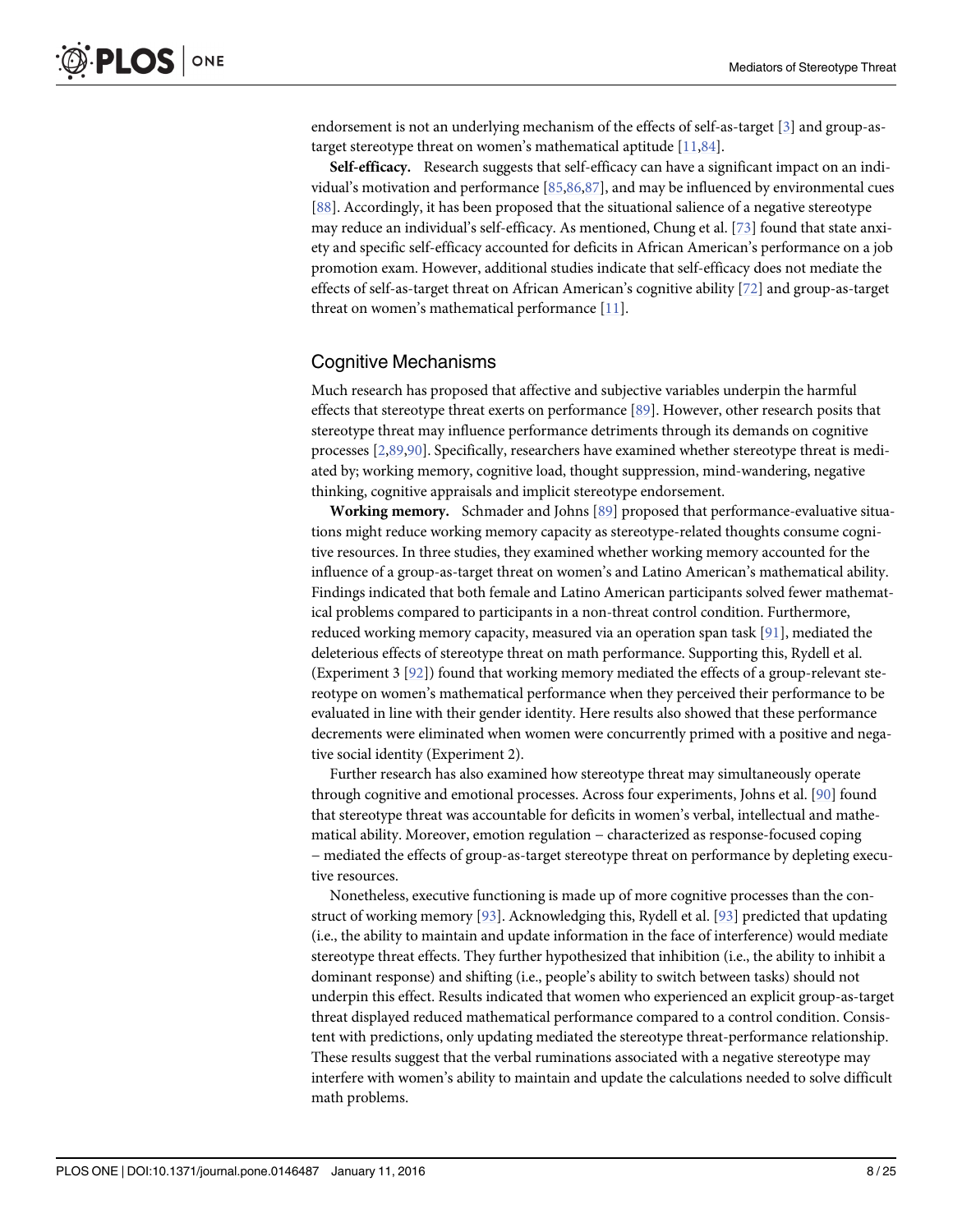endorsement is not an underlying mechanism of the effects of self-as-target [3] and group-as-target stereotype threat on women's mathematical aptitude [11,84].

**Self-efficacy.** Research suggests that self-efficacy can have a significant impact on an individual's motivation and performance [85,86,87], and may be influenced by environmental cues [88]. Accordingly, it has been proposed that the situational salience of a negative stereotype may reduce an individual's self-efficacy. As mentioned, Chung et al. [73] found that state anxiety and specific self-efficacy accounted for deficits in African American's performance on a job promotion exam. However, additional studies indicate that self-efficacy does not mediate the effects of self-as-target threat on African American's cognitive ability [72] and group-as-target threat on women's mathematical performance [11].

## Cognitive Mechanisms

Much research has proposed that affective and subjective variables underpin the harmful effects that stereotype threat exerts on performance [89]. However, other research posits that stereotype threat may influence performance detriments through its demands on cognitive processes [2,89,90]. Specifically, researchers have examined whether stereotype threat is mediated by; working memory, cognitive load, thought suppression, mind-wandering, negative thinking, cognitive appraisals and implicit stereotype endorsement.

**Working memory.** Schmader and Johns [89] proposed that performance-evaluative situations might reduce working memory capacity as stereotype-related thoughts consume cognitive resources. In three studies, they examined whether working memory accounted for the influence of a group-as-target threat on women's and Latino American's mathematical ability. Findings indicated that both female and Latino American participants solved fewer mathematical problems compared to participants in a non-threat control condition. Furthermore, reduced working memory capacity, measured via an operation span task [91], mediated the deleterious effects of stereotype threat on math performance. Supporting this, Rydell et al. (Experiment 3 [92]) found that working memory mediated the effects of a group-relevant stereotype on women's mathematical performance when they perceived their performance to be evaluated in line with their gender identity. Here results also showed that these performance decrements were eliminated when women were concurrently primed with a positive and negative social identity (Experiment 2).

Further research has also examined how stereotype threat may simultaneously operate through cognitive and emotional processes. Across four experiments, Johns et al. [90] found that stereotype threat was accountable for deficits in women's verbal, intellectual and mathematical ability. Moreover, emotion regulation – characterized as response-focused coping – mediated the effects of group-as-target stereotype threat on performance by depleting executive resources.

Nonetheless, executive functioning is made up of more cognitive processes than the construct of working memory [93]. Acknowledging this, Rydell et al. [93] predicted that updating (i.e., the ability to maintain and update information in the face of interference) would mediate stereotype threat effects. They further hypothesized that inhibition (i.e., the ability to inhibit a dominant response) and shifting (i.e., people's ability to switch between tasks) should not underpin this effect. Results indicated that women who experienced an explicit group-as-target threat displayed reduced mathematical performance compared to a control condition. Consistent with predictions, only updating mediated the stereotype threat-performance relationship. These results suggest that the verbal ruminations associated with a negative stereotype may interfere with women's ability to maintain and update the calculations needed to solve difficult math problems.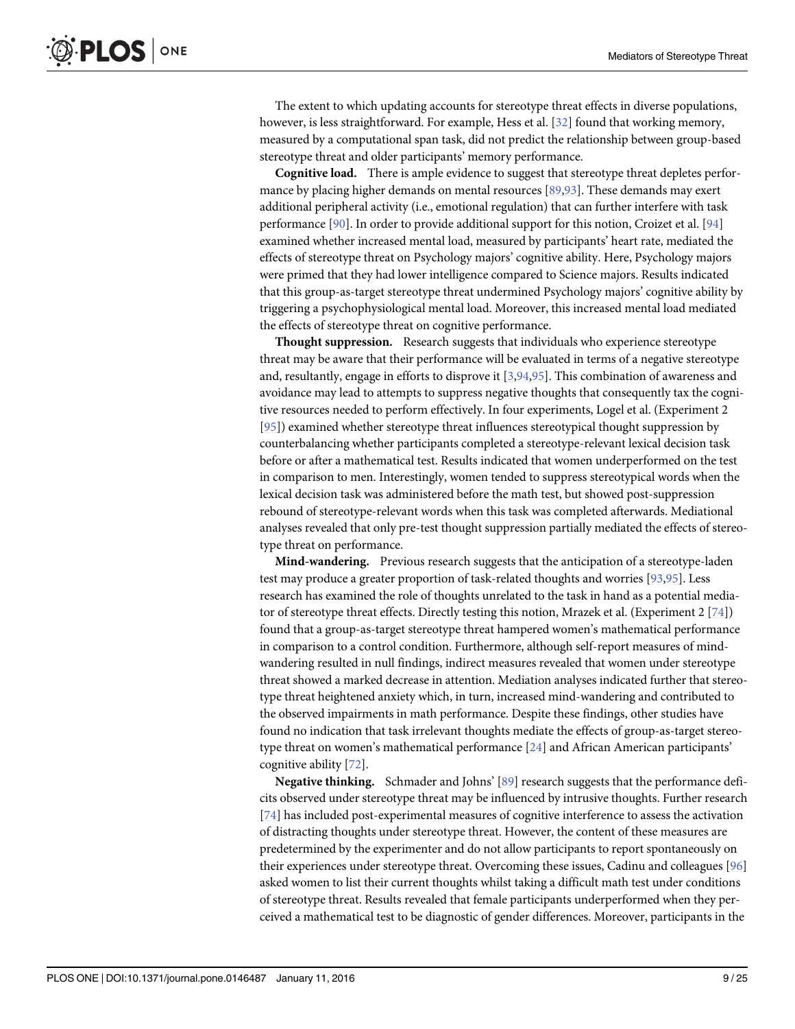The extent to which updating accounts for stereotype threat effects in diverse populations, however, is less straightforward. For example, Hess et al. [32] found that working memory, measured by a computational span task, did not predict the relationship between group-based stereotype threat and older participants' memory performance.

**Cognitive load.** There is ample evidence to suggest that stereotype threat depletes performance by placing higher demands on mental resources [89,93]. These demands may exert additional peripheral activity (i.e., emotional regulation) that can further interfere with task performance [90]. In order to provide additional support for this notion, Croizet et al. [94] examined whether increased mental load, measured by participants' heart rate, mediated the effects of stereotype threat on Psychology majors' cognitive ability. Here, Psychology majors were primed that they had lower intelligence compared to Science majors. Results indicated that this group-as-target stereotype threat undermined Psychology majors' cognitive ability by triggering a psychophysiological mental load. Moreover, this increased mental load mediated the effects of stereotype threat on cognitive performance.

**Thought suppression.** Research suggests that individuals who experience stereotype threat may be aware that their performance will be evaluated in terms of a negative stereotype and, resultantly, engage in efforts to disprove it [3,94,95]. This combination of awareness and avoidance may lead to attempts to suppress negative thoughts that consequently tax the cognitive resources needed to perform effectively. In four experiments, Logel et al. (Experiment 2 [95]) examined whether stereotype threat influences stereotypical thought suppression by counterbalancing whether participants completed a stereotype-relevant lexical decision task before or after a mathematical test. Results indicated that women underperformed on the test in comparison to men. Interestingly, women tended to suppress stereotypical words when the lexical decision task was administered before the math test, but showed post-suppression rebound of stereotype-relevant words when this task was completed afterwards. Mediational analyses revealed that only pre-test thought suppression partially mediated the effects of stereotype threat on performance.

**Mind-wandering.** Previous research suggests that the anticipation of a stereotype-laden test may produce a greater proportion of task-related thoughts and worries [93,95]. Less research has examined the role of thoughts unrelated to the task in hand as a potential mediator of stereotype threat effects. Directly testing this notion, Mrazek et al. (Experiment 2 [74]) found that a group-as-target stereotype threat hampered women's mathematical performance in comparison to a control condition. Furthermore, although self-report measures of mind-wandering resulted in null findings, indirect measures revealed that women under stereotype threat showed a marked decrease in attention. Mediation analyses indicated further that stereotype threat heightened anxiety which, in turn, increased mind-wandering and contributed to the observed impairments in math performance. Despite these findings, other studies have found no indication that task irrelevant thoughts mediate the effects of group-as-target stereotype threat on women's mathematical performance [24] and African American participants' cognitive ability [72].

**Negative thinking.** Schmader and Johns' [89] research suggests that the performance deficits observed under stereotype threat may be influenced by intrusive thoughts. Further research [74] has included post-experimental measures of cognitive interference to assess the activation of distracting thoughts under stereotype threat. However, the content of these measures are predetermined by the experimenter and do not allow participants to report spontaneously on their experiences under stereotype threat. Overcoming these issues, Cadinu and colleagues [96] asked women to list their current thoughts whilst taking a difficult math test under conditions of stereotype threat. Results revealed that female participants underperformed when they perceived a mathematical test to be diagnostic of gender differences. Moreover, participants in the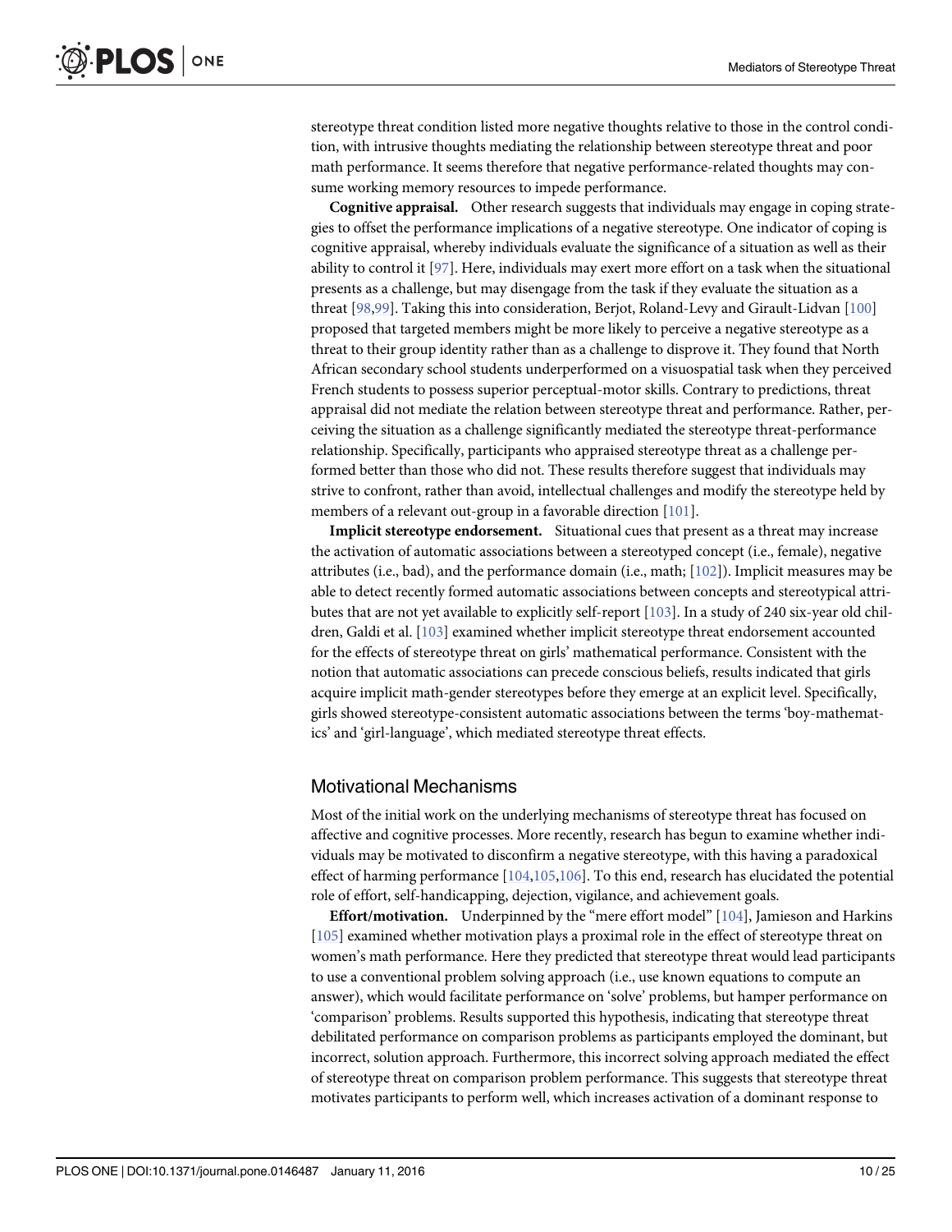stereotype threat condition listed more negative thoughts relative to those in the control condition, with intrusive thoughts mediating the relationship between stereotype threat and poor math performance. It seems therefore that negative performance-related thoughts may consume working memory resources to impede performance.

**Cognitive appraisal.** Other research suggests that individuals may engage in coping strategies to offset the performance implications of a negative stereotype. One indicator of coping is cognitive appraisal, whereby individuals evaluate the significance of a situation as well as their ability to control it [97]. Here, individuals may exert more effort on a task when the situational presents as a challenge, but may disengage from the task if they evaluate the situation as a threat [98,99]. Taking this into consideration, Berjot, Roland-Levy and Girault-Lidvan [100] proposed that targeted members might be more likely to perceive a negative stereotype as a threat to their group identity rather than as a challenge to disprove it. They found that North African secondary school students underperformed on a visuospatial task when they perceived French students to possess superior perceptual-motor skills. Contrary to predictions, threat appraisal did not mediate the relation between stereotype threat and performance. Rather, perceiving the situation as a challenge significantly mediated the stereotype threat-performance relationship. Specifically, participants who appraised stereotype threat as a challenge performed better than those who did not. These results therefore suggest that individuals may strive to confront, rather than avoid, intellectual challenges and modify the stereotype held by members of a relevant out-group in a favorable direction [101].

**Implicit stereotype endorsement.** Situational cues that present as a threat may increase the activation of automatic associations between a stereotyped concept (i.e., female), negative attributes (i.e., bad), and the performance domain (i.e., math; [102]). Implicit measures may be able to detect recently formed automatic associations between concepts and stereotypical attributes that are not yet available to explicitly self-report [103]. In a study of 240 six-year old children, Galdi et al. [103] examined whether implicit stereotype threat endorsement accounted for the effects of stereotype threat on girls' mathematical performance. Consistent with the notion that automatic associations can precede conscious beliefs, results indicated that girls acquire implicit math-gender stereotypes before they emerge at an explicit level. Specifically, girls showed stereotype-consistent automatic associations between the terms 'boy-mathematics' and 'girl-language', which mediated stereotype threat effects.

## Motivational Mechanisms

Most of the initial work on the underlying mechanisms of stereotype threat has focused on affective and cognitive processes. More recently, research has begun to examine whether individuals may be motivated to disconfirm a negative stereotype, with this having a paradoxical effect of harming performance [104,105,106]. To this end, research has elucidated the potential role of effort, self-handicapping, dejection, vigilance, and achievement goals.

**Effort/motivation.** Underpinned by the "mere effort model" [104], Jamieson and Harkins [105] examined whether motivation plays a proximal role in the effect of stereotype threat on women's math performance. Here they predicted that stereotype threat would lead participants to use a conventional problem solving approach (i.e., use known equations to compute an answer), which would facilitate performance on 'solve' problems, but hamper performance on 'comparison' problems. Results supported this hypothesis, indicating that stereotype threat debilitated performance on comparison problems as participants employed the dominant, but incorrect, solution approach. Furthermore, this incorrect solving approach mediated the effect of stereotype threat on comparison problem performance. This suggests that stereotype threat motivates participants to perform well, which increases activation of a dominant response to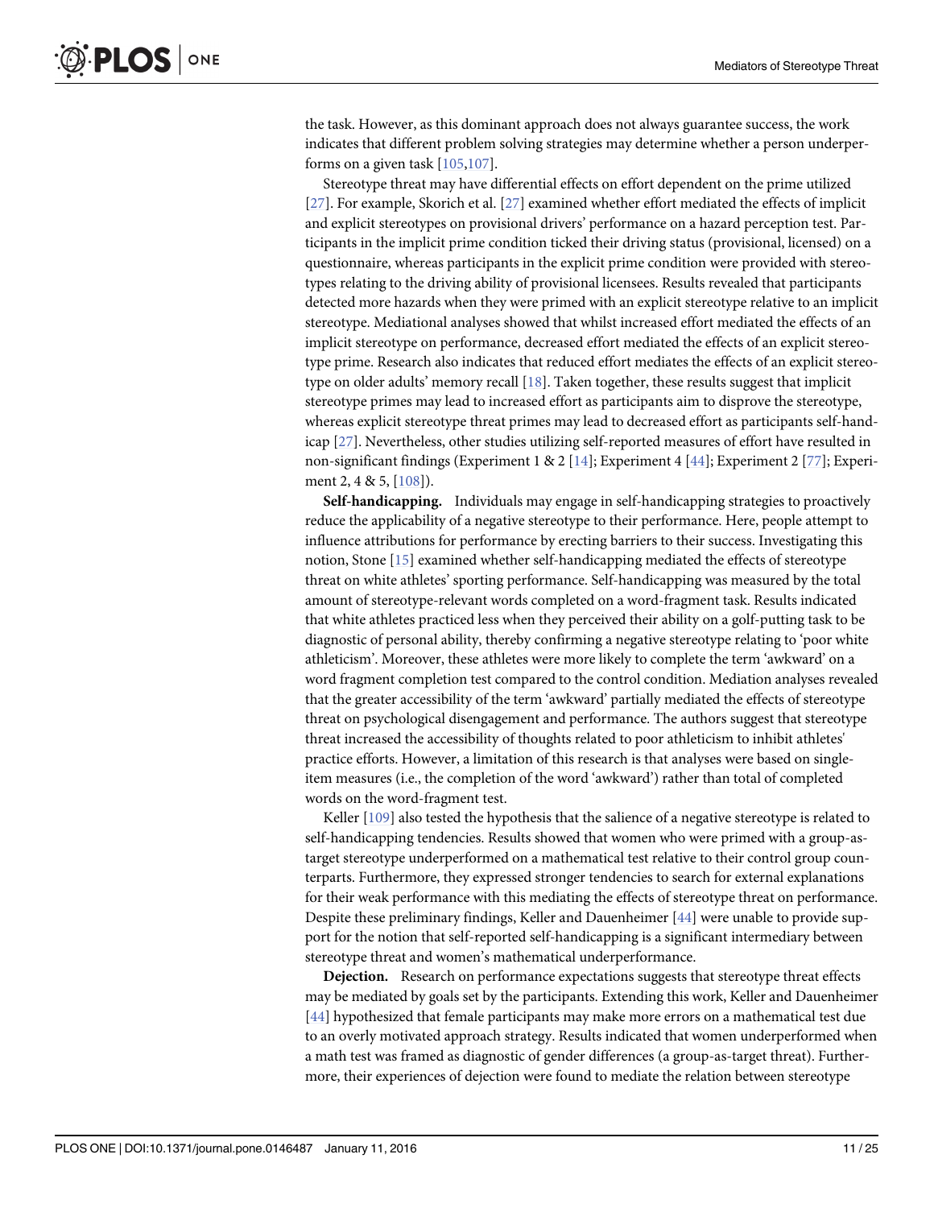the task. However, as this dominant approach does not always guarantee success, the work indicates that different problem solving strategies may determine whether a person underperforms on a given task [105,107].

Stereotype threat may have differential effects on effort dependent on the prime utilized [27]. For example, Skorich et al. [27] examined whether effort mediated the effects of implicit and explicit stereotypes on provisional drivers' performance on a hazard perception test. Participants in the implicit prime condition ticked their driving status (provisional, licensed) on a questionnaire, whereas participants in the explicit prime condition were provided with stereotypes relating to the driving ability of provisional licensees. Results revealed that participants detected more hazards when they were primed with an explicit stereotype relative to an implicit stereotype. Mediational analyses showed that whilst increased effort mediated the effects of an implicit stereotype on performance, decreased effort mediated the effects of an explicit stereotype prime. Research also indicates that reduced effort mediates the effects of an explicit stereotype on older adults' memory recall [18]. Taken together, these results suggest that implicit stereotype primes may lead to increased effort as participants aim to disprove the stereotype, whereas explicit stereotype threat primes may lead to decreased effort as participants self-handicap [27]. Nevertheless, other studies utilizing self-reported measures of effort have resulted in non-significant findings (Experiment 1 & 2 [14]; Experiment 4 [44]; Experiment 2 [77]; Experiment 2, 4 & 5, [108]).

**Self-handicapping.** Individuals may engage in self-handicapping strategies to proactively reduce the applicability of a negative stereotype to their performance. Here, people attempt to influence attributions for performance by erecting barriers to their success. Investigating this notion, Stone [15] examined whether self-handicapping mediated the effects of stereotype threat on white athletes' sporting performance. Self-handicapping was measured by the total amount of stereotype-relevant words completed on a word-fragment task. Results indicated that white athletes practiced less when they perceived their ability on a golf-putting task to be diagnostic of personal ability, thereby confirming a negative stereotype relating to 'poor white athleticism'. Moreover, these athletes were more likely to complete the term 'awkward' on a word fragment completion test compared to the control condition. Mediation analyses revealed that the greater accessibility of the term 'awkward' partially mediated the effects of stereotype threat on psychological disengagement and performance. The authors suggest that stereotype threat increased the accessibility of thoughts related to poor athleticism to inhibit athletes' practice efforts. However, a limitation of this research is that analyses were based on single-item measures (i.e., the completion of the word 'awkward') rather than total of completed words on the word-fragment test.

Keller [109] also tested the hypothesis that the salience of a negative stereotype is related to self-handicapping tendencies. Results showed that women who were primed with a group-as-target stereotype underperformed on a mathematical test relative to their control group counterparts. Furthermore, they expressed stronger tendencies to search for external explanations for their weak performance with this mediating the effects of stereotype threat on performance. Despite these preliminary findings, Keller and Dauenheimer [44] were unable to provide support for the notion that self-reported self-handicapping is a significant intermediary between stereotype threat and women's mathematical underperformance.

**Dejection.** Research on performance expectations suggests that stereotype threat effects may be mediated by goals set by the participants. Extending this work, Keller and Dauenheimer [44] hypothesized that female participants may make more errors on a mathematical test due to an overly motivated approach strategy. Results indicated that women underperformed when a math test was framed as diagnostic of gender differences (a group-as-target threat). Furthermore, their experiences of dejection were found to mediate the relation between stereotype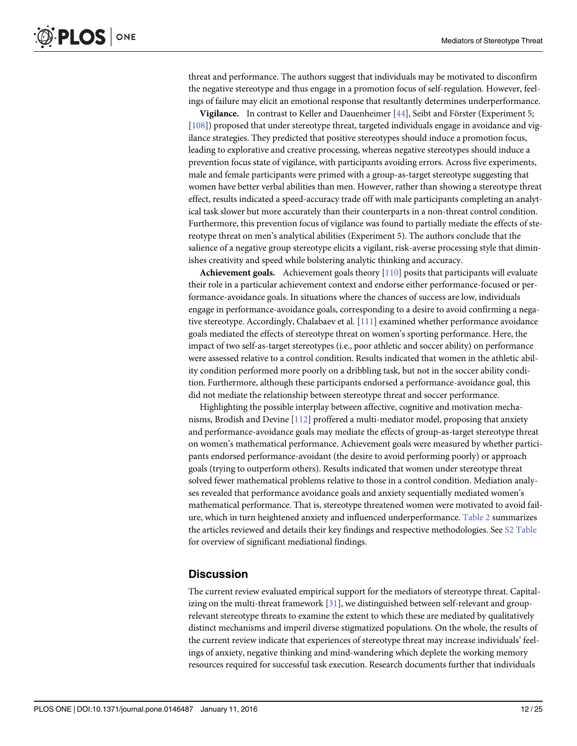threat and performance. The authors suggest that individuals may be motivated to disconfirm the negative stereotype and thus engage in a promotion focus of self-regulation. However, feelings of failure may elicit an emotional response that resultantly determines underperformance.

**Vigilance.** In contrast to Keller and Dauenheimer [44], Seibt and Förster (Experiment 5; [108]) proposed that under stereotype threat, targeted individuals engage in avoidance and vigilance strategies. They predicted that positive stereotypes should induce a promotion focus, leading to explorative and creative processing, whereas negative stereotypes should induce a prevention focus state of vigilance, with participants avoiding errors. Across five experiments, male and female participants were primed with a group-as-target stereotype suggesting that women have better verbal abilities than men. However, rather than showing a stereotype threat effect, results indicated a speed-accuracy trade off with male participants completing an analytical task slower but more accurately than their counterparts in a non-threat control condition. Furthermore, this prevention focus of vigilance was found to partially mediate the effects of stereotype threat on men's analytical abilities (Experiment 5). The authors conclude that the salience of a negative group stereotype elicits a vigilant, risk-averse processing style that diminishes creativity and speed while bolstering analytic thinking and accuracy.

**Achievement goals.** Achievement goals theory [110] posits that participants will evaluate their role in a particular achievement context and endorse either performance-focused or performance-avoidance goals. In situations where the chances of success are low, individuals engage in performance-avoidance goals, corresponding to a desire to avoid confirming a negative stereotype. Accordingly, Chalabaev et al. [111] examined whether performance avoidance goals mediated the effects of stereotype threat on women's sporting performance. Here, the impact of two self-as-target stereotypes (i.e., poor athletic and soccer ability) on performance were assessed relative to a control condition. Results indicated that women in the athletic ability condition performed more poorly on a dribbling task, but not in the soccer ability condition. Furthermore, although these participants endorsed a performance-avoidance goal, this did not mediate the relationship between stereotype threat and soccer performance.

Highlighting the possible interplay between affective, cognitive and motivation mechanisms, Brodish and Devine [112] proffered a multi-mediator model, proposing that anxiety and performance-avoidance goals may mediate the effects of group-as-target stereotype threat on women's mathematical performance. Achievement goals were measured by whether participants endorsed performance-avoidant (the desire to avoid performing poorly) or approach goals (trying to outperform others). Results indicated that women under stereotype threat solved fewer mathematical problems relative to those in a control condition. Mediation analyses revealed that performance avoidance goals and anxiety sequentially mediated women's mathematical performance. That is, stereotype threatened women were motivated to avoid failure, which in turn heightened anxiety and influenced underperformance. Table 2 summarizes the articles reviewed and details their key findings and respective methodologies. See S2 Table for overview of significant mediational findings.

## Discussion

The current review evaluated empirical support for the mediators of stereotype threat. Capitalizing on the multi-threat framework [31], we distinguished between self-relevant and group-relevant stereotype threats to examine the extent to which these are mediated by qualitatively distinct mechanisms and imperil diverse stigmatized populations. On the whole, the results of the current review indicate that experiences of stereotype threat may increase individuals' feelings of anxiety, negative thinking and mind-wandering which deplete the working memory resources required for successful task execution. Research documents further that individuals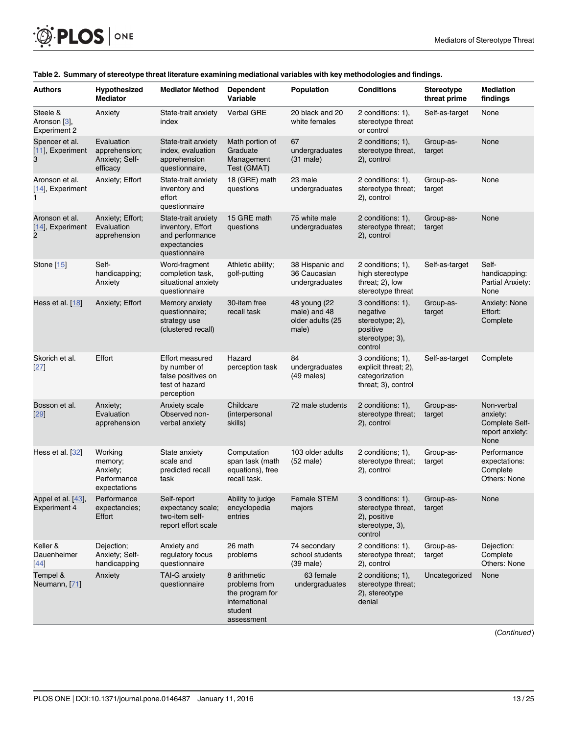**Table 2. Summary of stereotype threat literature examining mediational variables with key methodologies and findings.**

| Authors | Hypothesized Mediator | Mediator Method | Dependent Variable | Population | Conditions | Stereotype threat prime | Mediation findings |
|---|---|---|---|---|---|---|---|
| Steele & Aronson [3], Experiment 2 | Anxiety | State-trait anxiety index | Verbal GRE | 20 black and 20 white females | 2 conditions: 1), stereotype threat or control | Self-as-target | None |
| Spencer et al. [11], Experiment 3 | Evaluation apprehension; Anxiety; Self-efficacy | State-trait anxiety index, evaluation apprehension questionnaire, | Math portion of Graduate Management Test (GMAT) | 67 undergraduates (31 male) | 2 conditions; 1), stereotype threat, 2), control | Group-as-target | None |
| Aronson et al. [14], Experiment 1 | Anxiety; Effort | State-trait anxiety inventory and effort questionnaire | 18 (GRE) math questions | 23 male undergraduates | 2 conditions; 1), stereotype threat; 2), control | Group-as-target | None |
| Aronson et al. [14], Experiment 2 | Anxiety; Effort; Evaluation apprehension | State-trait anxiety inventory, Effort and performance expectancies questionnaire | 15 GRE math questions | 75 white male undergraduates | 2 conditions; 1), stereotype threat; 2), control | Group-as-target | None |
| Stone [15] | Self-handicapping; Anxiety | Word-fragment completion task, situational anxiety questionnaire | Athletic ability; golf-putting | 38 Hispanic and 36 Caucasian undergraduates | 2 conditions; 1), high stereotype threat; 2), low stereotype threat | Self-as-target | Self-handicapping: Partial Anxiety: None |
| Hess et al. [18] | Anxiety; Effort | Memory anxiety questionnaire; strategy use (clustered recall) | 30-item free recall task | 48 young (22 male) and 48 older adults (25 male) | 3 conditions: 1), negative stereotype; 2), positive stereotype; 3), control | Group-as-target | Anxiety: None Effort: Complete |
| Skorich et al. [27] | Effort | Effort measured by number of false positives on test of hazard perception | Hazard perception task | 84 undergraduates (49 males) | 3 conditions; 1), explicit threat; 2), categorization threat; 3), control | Self-as-target | Complete |
| Bosson et al. [29] | Anxiety; Evaluation apprehension | Anxiety scale Observed non-verbal anxiety | Childcare (interpersonal skills) | 72 male students | 2 conditions; 1), stereotype threat; 2), control | Group-as-target | Non-verbal anxiety: Complete Self-report anxiety: None |
| Hess et al. [32] | Working memory; Anxiety; Performance expectations | State anxiety scale and predicted recall task | Computation span task (math equations), free recall task. | 103 older adults (52 male) | 2 conditions; 1), stereotype threat; 2), control | Group-as-target | Performance expectations: Complete Others: None |
| Appel et al. [43], Experiment 4 | Performance expectancies; Effort | Self-report expectancy scale; two-item self-report effort scale | Ability to judge encyclopedia entries | Female STEM majors | 3 conditions; 1), stereotype threat, 2), positive stereotype, 3), control | Group-as-target | None |
| Keller & Dauenheimer [44] | Dejection; Anxiety; Self-handicapping | Anxiety and regulatory focus questionnaire | 26 math problems | 74 secondary school students (39 male) | 2 conditions; 1), stereotype threat; 2), control | Group-as-target | Dejection: Complete Others: None |
| Tempel & Neumann, [71] | Anxiety | TAI-G anxiety questionnaire | 8 arithmetic problems from the program for international student assessment | 63 female undergraduates | 2 conditions; 1), stereotype threat; 2), stereotype denial | Uncategorized | None |

(*Continued*)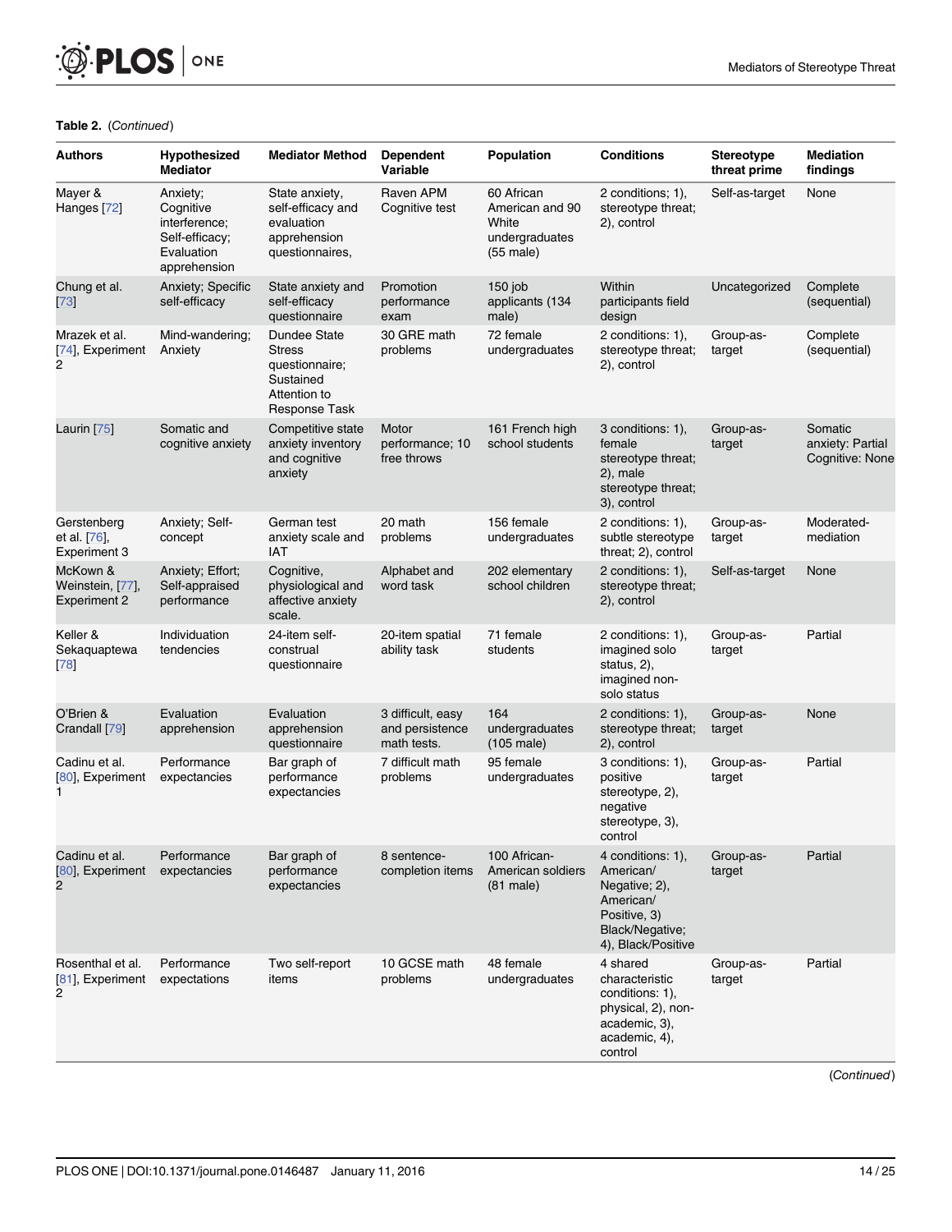**Table 2.** (*Continued*)

| Authors | Hypothesized Mediator | Mediator Method | Dependent Variable | Population | Conditions | Stereotype threat prime | Mediation findings |
|---|---|---|---|---|---|---|---|
| Mayer & Hanges [72] | Anxiety; Cognitive interference; Self-efficacy; Evaluation apprehension | State anxiety, self-efficacy and evaluation apprehension questionnaires, | Raven APM Cognitive test | 60 African American and 90 White undergraduates (55 male) | 2 conditions; 1), stereotype threat; 2), control | Self-as-target | None |
| Chung et al. [73] | Anxiety; Specific self-efficacy | State anxiety and self-efficacy questionnaire | Promotion performance exam | 150 job applicants (134 male) | Within participants field design | Uncategorized | Complete (sequential) |
| Mrazek et al. [74], Experiment 2 | Mind-wandering; Anxiety | Dundee State Stress questionnaire; Sustained Attention to Response Task | 30 GRE math problems | 72 female undergraduates | 2 conditions: 1), stereotype threat; 2), control | Group-as-target | Complete (sequential) |
| Laurin [75] | Somatic and cognitive anxiety | Competitive state anxiety inventory and cognitive anxiety | Motor performance; 10 free throws | 161 French high school students | 3 conditions: 1), female stereotype threat; 2), male stereotype threat; 3), control | Group-as-target | Somatic anxiety: Partial Cognitive: None |
| Gerstenberg et al. [76], Experiment 3 | Anxiety; Self-concept | German test anxiety scale and IAT | 20 math problems | 156 female undergraduates | 2 conditions: 1), subtle stereotype threat; 2), control | Group-as-target | Moderated-mediation |
| McKown & Weinstein, [77], Experiment 2 | Anxiety; Effort; Self-appraised performance | Cognitive, physiological and affective anxiety scale. | Alphabet and word task | 202 elementary school children | 2 conditions: 1), stereotype threat; 2), control | Self-as-target | None |
| Keller & Sekaquaptewa [78] | Individuation tendencies | 24-item self-construal questionnaire | 20-item spatial ability task | 71 female students | 2 conditions: 1), imagined solo status, 2), imagined non-solo status | Group-as-target | Partial |
| O'Brien & Crandall [79] | Evaluation apprehension | Evaluation apprehension questionnaire | 3 difficult, easy and persistence math tests. | 164 undergraduates (105 male) | 2 conditions: 1), stereotype threat; 2), control | Group-as-target | None |
| Cadinu et al. [80], Experiment 1 | Performance expectancies | Bar graph of performance expectancies | 7 difficult math problems | 95 female undergraduates | 3 conditions: 1), positive stereotype, 2), negative stereotype, 3), control | Group-as-target | Partial |
| Cadinu et al. [80], Experiment 2 | Performance expectancies | Bar graph of performance expectancies | 8 sentence-completion items | 100 African-American soldiers (81 male) | 4 conditions: 1), American/ Negative; 2), American/ Positive, 3) Black/Negative; 4), Black/Positive | Group-as-target | Partial |
| Rosenthal et al. [81], Experiment 2 | Performance expectations | Two self-report items | 10 GCSE math problems | 48 female undergraduates | 4 shared characteristic conditions: 1), physical, 2), non-academic, 3), academic, 4), control | Group-as-target | Partial |

(*Continued*)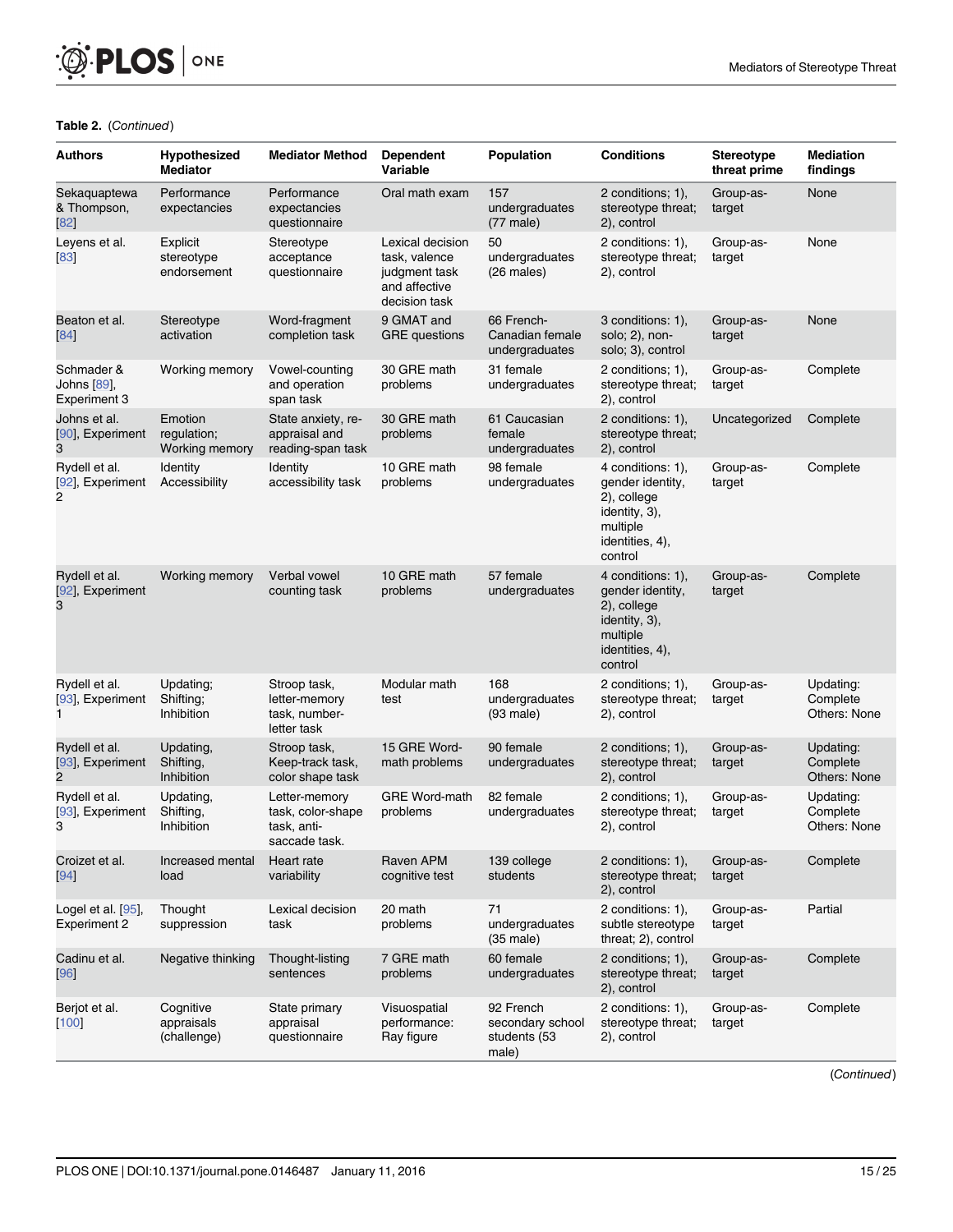**Table 2.** (*Continued*)

| Authors | Hypothesized Mediator | Mediator Method | Dependent Variable | Population | Conditions | Stereotype threat prime | Mediation findings |
|---|---|---|---|---|---|---|---|
| Sekaquaptewa & Thompson, [82] | Performance expectancies | Performance expectancies questionnaire | Oral math exam | 157 undergraduates (77 male) | 2 conditions; 1), stereotype threat; 2), control | Group-as-target | None |
| Leyens et al. [83] | Explicit stereotype endorsement | Stereotype acceptance questionnaire | Lexical decision task, valence judgment task and affective decision task | 50 undergraduates (26 males) | 2 conditions; 1), stereotype threat; 2), control | Group-as-target | None |
| Beaton et al. [84] | Stereotype activation | Word-fragment completion task | 9 GMAT and GRE questions | 66 French-Canadian female undergraduates | 3 conditions: 1), solo; 2), non-solo; 3), control | Group-as-target | None |
| Schmader & Johns [89], Experiment 3 | Working memory | Vowel-counting and operation span task | 30 GRE math problems | 31 female undergraduates | 2 conditions; 1), stereotype threat; 2), control | Group-as-target | Complete |
| Johns et al. [90], Experiment 3 | Emotion regulation; Working memory | State anxiety, re-appraisal and reading-span task | 30 GRE math problems | 61 Caucasian female undergraduates | 2 conditions: 1), stereotype threat; 2), control | Uncategorized | Complete |
| Rydell et al. [92], Experiment 2 | Identity Accessibility | Identity accessibility task | 10 GRE math problems | 98 female undergraduates | 4 conditions: 1), gender identity, 2), college identity, 3), multiple identities, 4), control | Group-as-target | Complete |
| Rydell et al. [92], Experiment 3 | Working memory | Verbal vowel counting task | 10 GRE math problems | 57 female undergraduates | 4 conditions: 1), gender identity, 2), college identity, 3), multiple identities, 4), control | Group-as-target | Complete |
| Rydell et al. [93], Experiment 1 | Updating; Shifting; Inhibition | Stroop task, letter-memory task, number-letter task | Modular math test | 168 undergraduates (93 male) | 2 conditions; 1), stereotype threat; 2), control | Group-as-target | Updating: Complete Others: None |
| Rydell et al. [93], Experiment 2 | Updating, Shifting, Inhibition | Stroop task, Keep-track task, color shape task | 15 GRE Word-math problems | 90 female undergraduates | 2 conditions; 1), stereotype threat; 2), control | Group-as-target | Updating: Complete Others: None |
| Rydell et al. [93], Experiment 3 | Updating, Shifting, Inhibition | Letter-memory task, color-shape task, anti-saccade task. | GRE Word-math problems | 82 female undergraduates | 2 conditions; 1), stereotype threat; 2), control | Group-as-target | Updating: Complete Others: None |
| Croizet et al. [94] | Increased mental load | Heart rate variability | Raven APM cognitive test | 139 college students | 2 conditions: 1), stereotype threat; 2), control | Group-as-target | Complete |
| Logel et al. [95], Experiment 2 | Thought suppression | Lexical decision task | 20 math problems | 71 undergraduates (35 male) | 2 conditions: 1), subtle stereotype threat; 2), control | Group-as-target | Partial |
| Cadinu et al. [96] | Negative thinking | Thought-listing sentences | 7 GRE math problems | 60 female undergraduates | 2 conditions; 1), stereotype threat; 2), control | Group-as-target | Complete |
| Berjot et al. [100] | Cognitive appraisals (challenge) | State primary appraisal questionnaire | Visuospatial performance: Ray figure | 92 French secondary school students (53 male) | 2 conditions; 1), stereotype threat; 2), control | Group-as-target | Complete |

(*Continued*)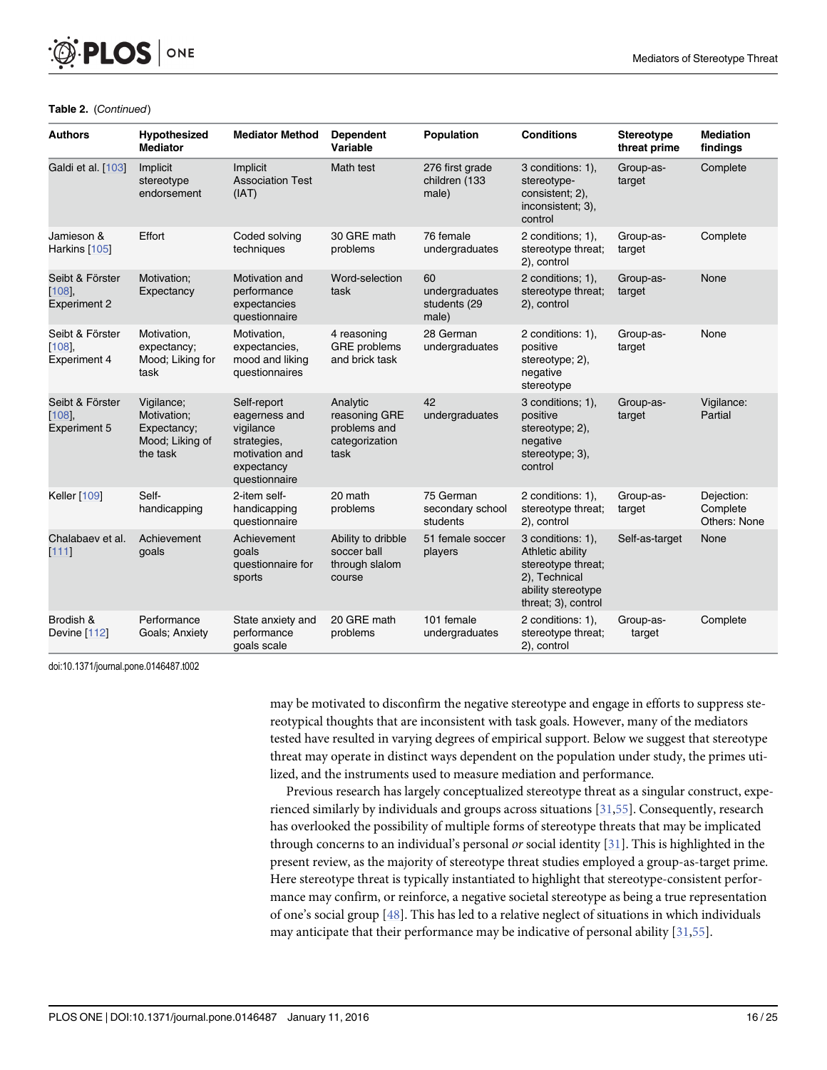**Table 2.** (*Continued*)

| Authors | Hypothesized Mediator | Mediator Method | Dependent Variable | Population | Conditions | Stereotype threat prime | Mediation findings |
|---|---|---|---|---|---|---|---|
| Galdi et al. [103] | Implicit stereotype endorsement | Implicit Association Test (IAT) | Math test | 276 first grade children (133 male) | 3 conditions: 1), stereotype-consistent; 2), inconsistent; 3), control | Group-as-target | Complete |
| Jamieson & Harkins [105] | Effort | Coded solving techniques | 30 GRE math problems | 76 female undergraduates | 2 conditions; 1), stereotype threat; 2), control | Group-as-target | Complete |
| Seibt & Förster [108], Experiment 2 | Motivation; Expectancy | Motivation and performance expectancies questionnaire | Word-selection task | 60 undergraduates students (29 male) | 2 conditions; 1), stereotype threat; 2), control | Group-as-target | None |
| Seibt & Förster [108], Experiment 4 | Motivation, expectancy; Mood; Liking for task | Motivation, expectancies, mood and liking questionnaires | 4 reasoning GRE problems and brick task | 28 German undergraduates | 2 conditions: 1), positive stereotype; 2), negative stereotype | Group-as-target | None |
| Seibt & Förster [108], Experiment 5 | Vigilance; Motivation; Expectancy; Mood; Liking of the task | Self-report eagerness and vigilance strategies, motivation and expectancy questionnaire | Analytic reasoning GRE problems and categorization task | 42 undergraduates | 3 conditions; 1), positive stereotype; 2), negative stereotype; 3), control | Group-as-target | Vigilance: Partial |
| Keller [109] | Self-handicapping | 2-item self-handicapping questionnaire | 20 math problems | 75 German secondary school students | 2 conditions; 1), stereotype threat; 2), control | Group-as-target | Dejection: Complete Others: None |
| Chalabaev et al. [111] | Achievement goals | Achievement goals questionnaire for sports | Ability to dribble soccer ball through slalom course | 51 female soccer players | 3 conditions: 1), Athletic ability stereotype threat; 2), Technical ability stereotype threat; 3), control | Self-as-target | None |
| Brodish & Devine [112] | Performance Goals; Anxiety | State anxiety and performance goals scale | 20 GRE math problems | 101 female undergraduates | 2 conditions: 1), stereotype threat; 2), control | Group-as-target | Complete |

doi:10.1371/journal.pone.0146487.t002

may be motivated to disconfirm the negative stereotype and engage in efforts to suppress stereotypical thoughts that are inconsistent with task goals. However, many of the mediators tested have resulted in varying degrees of empirical support. Below we suggest that stereotype threat may operate in distinct ways dependent on the population under study, the primes utilized, and the instruments used to measure mediation and performance.

Previous research has largely conceptualized stereotype threat as a singular construct, experienced similarly by individuals and groups across situations [31,55]. Consequently, research has overlooked the possibility of multiple forms of stereotype threats that may be implicated through concerns to an individual's personal *or* social identity [31]. This is highlighted in the present review, as the majority of stereotype threat studies employed a group-as-target prime. Here stereotype threat is typically instantiated to highlight that stereotype-consistent performance may confirm, or reinforce, a negative societal stereotype as being a true representation of one's social group [48]. This has led to a relative neglect of situations in which individuals may anticipate that their performance may be indicative of personal ability [31,55].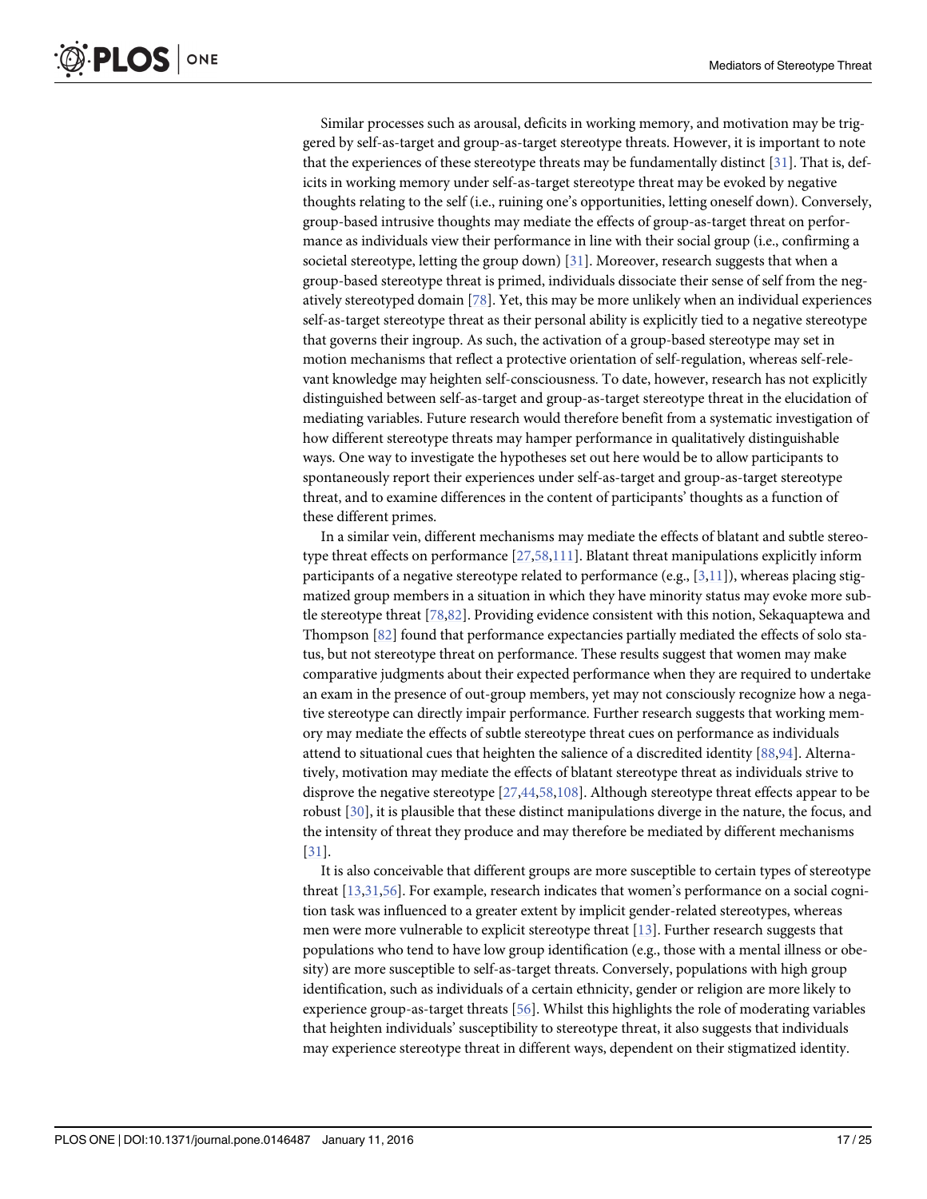Similar processes such as arousal, deficits in working memory, and motivation may be triggered by self-as-target and group-as-target stereotype threats. However, it is important to note that the experiences of these stereotype threats may be fundamentally distinct [31]. That is, deficits in working memory under self-as-target stereotype threat may be evoked by negative thoughts relating to the self (i.e., ruining one's opportunities, letting oneself down). Conversely, group-based intrusive thoughts may mediate the effects of group-as-target threat on performance as individuals view their performance in line with their social group (i.e., confirming a societal stereotype, letting the group down) [31]. Moreover, research suggests that when a group-based stereotype threat is primed, individuals dissociate their sense of self from the negatively stereotyped domain [78]. Yet, this may be more unlikely when an individual experiences self-as-target stereotype threat as their personal ability is explicitly tied to a negative stereotype that governs their ingroup. As such, the activation of a group-based stereotype may set in motion mechanisms that reflect a protective orientation of self-regulation, whereas self-relevant knowledge may heighten self-consciousness. To date, however, research has not explicitly distinguished between self-as-target and group-as-target stereotype threat in the elucidation of mediating variables. Future research would therefore benefit from a systematic investigation of how different stereotype threats may hamper performance in qualitatively distinguishable ways. One way to investigate the hypotheses set out here would be to allow participants to spontaneously report their experiences under self-as-target and group-as-target stereotype threat, and to examine differences in the content of participants' thoughts as a function of these different primes.

In a similar vein, different mechanisms may mediate the effects of blatant and subtle stereotype threat effects on performance [27,58,111]. Blatant threat manipulations explicitly inform participants of a negative stereotype related to performance (e.g., [3,11]), whereas placing stigmatized group members in a situation in which they have minority status may evoke more subtle stereotype threat [78,82]. Providing evidence consistent with this notion, Sekaquaptewa and Thompson [82] found that performance expectancies partially mediated the effects of solo status, but not stereotype threat on performance. These results suggest that women may make comparative judgments about their expected performance when they are required to undertake an exam in the presence of out-group members, yet may not consciously recognize how a negative stereotype can directly impair performance. Further research suggests that working memory may mediate the effects of subtle stereotype threat cues on performance as individuals attend to situational cues that heighten the salience of a discredited identity [88,94]. Alternatively, motivation may mediate the effects of blatant stereotype threat as individuals strive to disprove the negative stereotype [27,44,58,108]. Although stereotype threat effects appear to be robust [30], it is plausible that these distinct manipulations diverge in the nature, the focus, and the intensity of threat they produce and may therefore be mediated by different mechanisms [31].

It is also conceivable that different groups are more susceptible to certain types of stereotype threat [13,31,56]. For example, research indicates that women's performance on a social cognition task was influenced to a greater extent by implicit gender-related stereotypes, whereas men were more vulnerable to explicit stereotype threat [13]. Further research suggests that populations who tend to have low group identification (e.g., those with a mental illness or obesity) are more susceptible to self-as-target threats. Conversely, populations with high group identification, such as individuals of a certain ethnicity, gender or religion are more likely to experience group-as-target threats [56]. Whilst this highlights the role of moderating variables that heighten individuals' susceptibility to stereotype threat, it also suggests that individuals may experience stereotype threat in different ways, dependent on their stigmatized identity.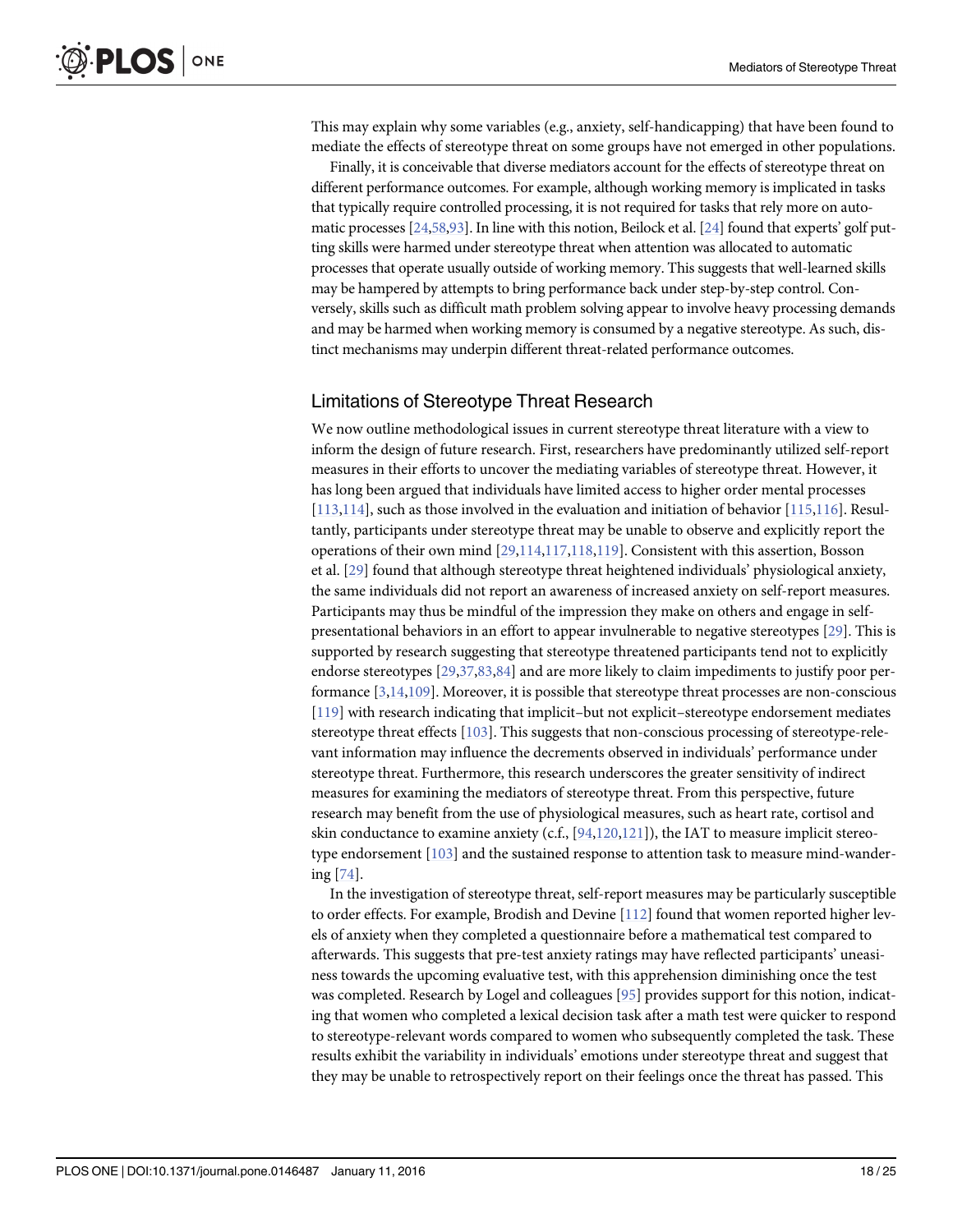This may explain why some variables (e.g., anxiety, self-handicapping) that have been found to mediate the effects of stereotype threat on some groups have not emerged in other populations.

Finally, it is conceivable that diverse mediators account for the effects of stereotype threat on different performance outcomes. For example, although working memory is implicated in tasks that typically require controlled processing, it is not required for tasks that rely more on automatic processes [24,58,93]. In line with this notion, Beilock et al. [24] found that experts' golf putting skills were harmed under stereotype threat when attention was allocated to automatic processes that operate usually outside of working memory. This suggests that well-learned skills may be hampered by attempts to bring performance back under step-by-step control. Conversely, skills such as difficult math problem solving appear to involve heavy processing demands and may be harmed when working memory is consumed by a negative stereotype. As such, distinct mechanisms may underpin different threat-related performance outcomes.

## Limitations of Stereotype Threat Research

We now outline methodological issues in current stereotype threat literature with a view to inform the design of future research. First, researchers have predominantly utilized self-report measures in their efforts to uncover the mediating variables of stereotype threat. However, it has long been argued that individuals have limited access to higher order mental processes [113,114], such as those involved in the evaluation and initiation of behavior [115,116]. Resultantly, participants under stereotype threat may be unable to observe and explicitly report the operations of their own mind [29,114,117,118,119]. Consistent with this assertion, Bosson et al. [29] found that although stereotype threat heightened individuals' physiological anxiety, the same individuals did not report an awareness of increased anxiety on self-report measures. Participants may thus be mindful of the impression they make on others and engage in self-presentational behaviors in an effort to appear invulnerable to negative stereotypes [29]. This is supported by research suggesting that stereotype threatened participants tend not to explicitly endorse stereotypes [29,37,83,84] and are more likely to claim impediments to justify poor performance [3,14,109]. Moreover, it is possible that stereotype threat processes are non-conscious [119] with research indicating that implicit–but not explicit–stereotype endorsement mediates stereotype threat effects [103]. This suggests that non-conscious processing of stereotype-relevant information may influence the decrements observed in individuals' performance under stereotype threat. Furthermore, this research underscores the greater sensitivity of indirect measures for examining the mediators of stereotype threat. From this perspective, future research may benefit from the use of physiological measures, such as heart rate, cortisol and skin conductance to examine anxiety (c.f., [94,120,121]), the IAT to measure implicit stereotype endorsement [103] and the sustained response to attention task to measure mind-wandering [74].

In the investigation of stereotype threat, self-report measures may be particularly susceptible to order effects. For example, Brodish and Devine [112] found that women reported higher levels of anxiety when they completed a questionnaire before a mathematical test compared to afterwards. This suggests that pre-test anxiety ratings may have reflected participants' uneasiness towards the upcoming evaluative test, with this apprehension diminishing once the test was completed. Research by Logel and colleagues [95] provides support for this notion, indicating that women who completed a lexical decision task after a math test were quicker to respond to stereotype-relevant words compared to women who subsequently completed the task. These results exhibit the variability in individuals' emotions under stereotype threat and suggest that they may be unable to retrospectively report on their feelings once the threat has passed. This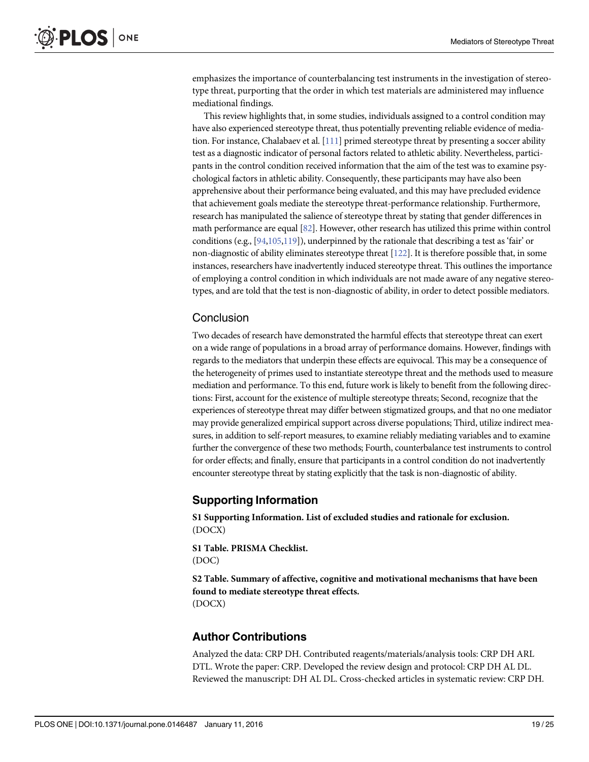emphasizes the importance of counterbalancing test instruments in the investigation of stereotype threat, purporting that the order in which test materials are administered may influence mediational findings.

This review highlights that, in some studies, individuals assigned to a control condition may have also experienced stereotype threat, thus potentially preventing reliable evidence of mediation. For instance, Chalabaev et al. [111] primed stereotype threat by presenting a soccer ability test as a diagnostic indicator of personal factors related to athletic ability. Nevertheless, participants in the control condition received information that the aim of the test was to examine psychological factors in athletic ability. Consequently, these participants may have also been apprehensive about their performance being evaluated, and this may have precluded evidence that achievement goals mediate the stereotype threat-performance relationship. Furthermore, research has manipulated the salience of stereotype threat by stating that gender differences in math performance are equal [82]. However, other research has utilized this prime within control conditions (e.g., [94,105,119]), underpinned by the rationale that describing a test as 'fair' or non-diagnostic of ability eliminates stereotype threat [122]. It is therefore possible that, in some instances, researchers have inadvertently induced stereotype threat. This outlines the importance of employing a control condition in which individuals are not made aware of any negative stereotypes, and are told that the test is non-diagnostic of ability, in order to detect possible mediators.

## Conclusion

Two decades of research have demonstrated the harmful effects that stereotype threat can exert on a wide range of populations in a broad array of performance domains. However, findings with regards to the mediators that underpin these effects are equivocal. This may be a consequence of the heterogeneity of primes used to instantiate stereotype threat and the methods used to measure mediation and performance. To this end, future work is likely to benefit from the following directions: First, account for the existence of multiple stereotype threats; Second, recognize that the experiences of stereotype threat may differ between stigmatized groups, and that no one mediator may provide generalized empirical support across diverse populations; Third, utilize indirect measures, in addition to self-report measures, to examine reliably mediating variables and to examine further the convergence of these two methods; Fourth, counterbalance test instruments to control for order effects; and finally, ensure that participants in a control condition do not inadvertently encounter stereotype threat by stating explicitly that the task is non-diagnostic of ability.

## Supporting Information

**S1 Supporting Information. List of excluded studies and rationale for exclusion.**
(DOCX)

**S1 Table. PRISMA Checklist.**
(DOC)

**S2 Table. Summary of affective, cognitive and motivational mechanisms that have been found to mediate stereotype threat effects.**
(DOCX)

## Author Contributions

Analyzed the data: CRP DH. Contributed reagents/materials/analysis tools: CRP DH ARL DTL. Wrote the paper: CRP. Developed the review design and protocol: CRP DH AL DL. Reviewed the manuscript: DH AL DL. Cross-checked articles in systematic review: CRP DH.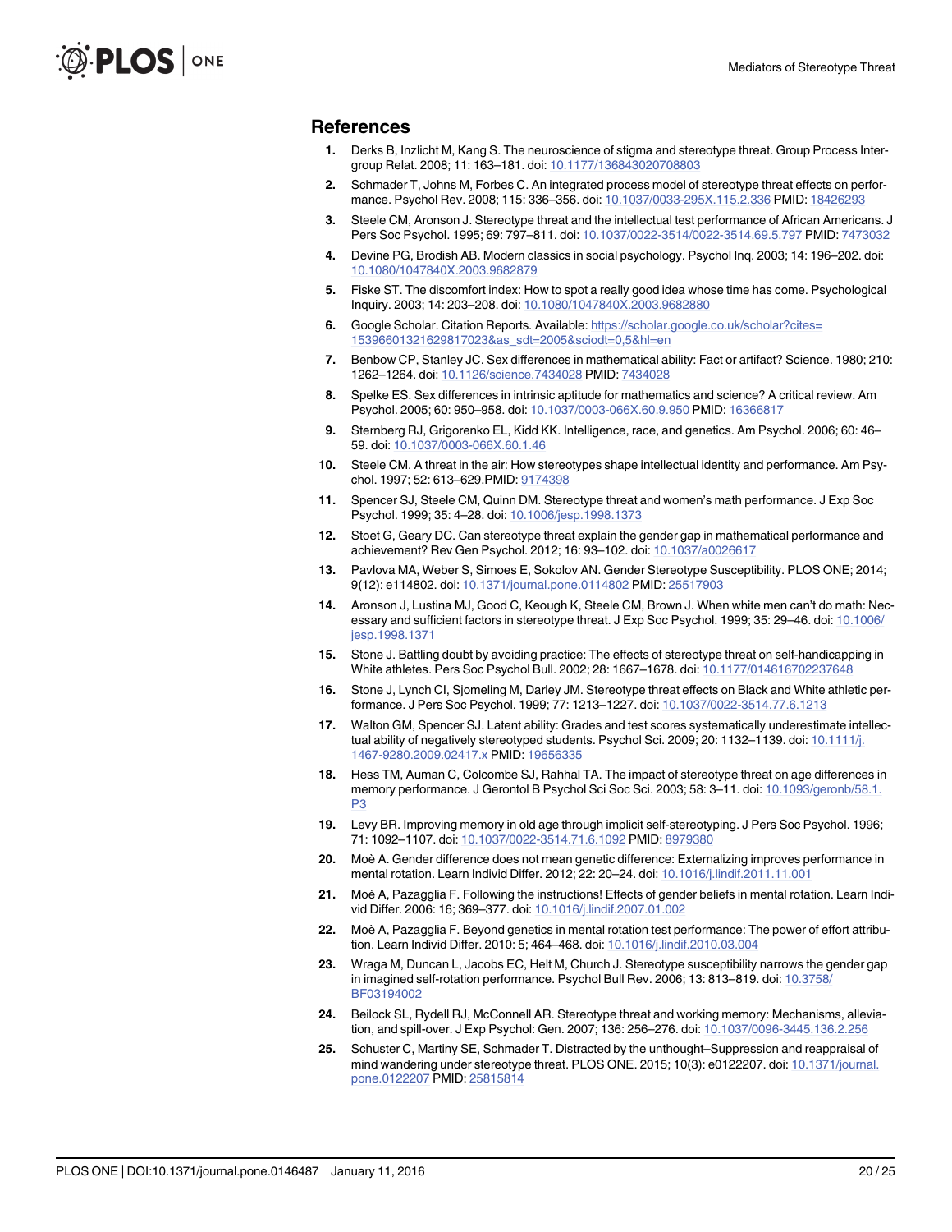## References

1. Derks B, Inzlicht M, Kang S. The neuroscience of stigma and stereotype threat. Group Process Intergroup Relat. 2008; 11: 163–181. doi: 10.1177/136843020708803
2. Schmader T, Johns M, Forbes C. An integrated process model of stereotype threat effects on performance. Psychol Rev. 2008; 115: 336–356. doi: 10.1037/0033-295X.115.2.336 PMID: 18426293
3. Steele CM, Aronson J. Stereotype threat and the intellectual test performance of African Americans. J Pers Soc Psychol. 1995; 69: 797–811. doi: 10.1037/0022-3514/0022-3514.69.5.797 PMID: 7473032
4. Devine PG, Brodish AB. Modern classics in social psychology. Psychol Inq. 2003; 14: 196–202. doi: 10.1080/1047840X.2003.9682879
5. Fiske ST. The discomfort index: How to spot a really good idea whose time has come. Psychological Inquiry. 2003; 14: 203–208. doi: 10.1080/1047840X.2003.9682880
6. Google Scholar. Citation Reports. Available: https://scholar.google.co.uk/scholar?cites=15396601321629817023&as_sdt=2005&sciodt=0,5&hl=en
7. Benbow CP, Stanley JC. Sex differences in mathematical ability: Fact or artifact? Science. 1980; 210: 1262–1264. doi: 10.1126/science.7434028 PMID: 7434028
8. Spelke ES. Sex differences in intrinsic aptitude for mathematics and science? A critical review. Am Psychol. 2005; 60: 950–958. doi: 10.1037/0003-066X.60.9.950 PMID: 16366817
9. Sternberg RJ, Grigorenko EL, Kidd KK. Intelligence, race, and genetics. Am Psychol. 2006; 60: 46–59. doi: 10.1037/0003-066X.60.1.46
10. Steele CM. A threat in the air: How stereotypes shape intellectual identity and performance. Am Psychol. 1997; 52: 613–629.PMID: 9174398
11. Spencer SJ, Steele CM, Quinn DM. Stereotype threat and women's math performance. J Exp Soc Psychol. 1999; 35: 4–28. doi: 10.1006/jesp.1998.1373
12. Stoet G, Geary DC. Can stereotype threat explain the gender gap in mathematical performance and achievement? Rev Gen Psychol. 2012; 16: 93–102. doi: 10.1037/a0026617
13. Pavlova MA, Weber S, Simoes E, Sokolov AN. Gender Stereotype Susceptibility. PLOS ONE; 2014; 9(12): e114802. doi: 10.1371/journal.pone.0114802 PMID: 25517903
14. Aronson J, Lustina MJ, Good C, Keough K, Steele CM, Brown J. When white men can't do math: Necessary and sufficient factors in stereotype threat. J Exp Soc Psychol. 1999; 35: 29–46. doi: 10.1006/jesp.1998.1371
15. Stone J. Battling doubt by avoiding practice: The effects of stereotype threat on self-handicapping in White athletes. Pers Soc Psychol Bull. 2002; 28: 1667–1678. doi: 10.1177/014616702237648
16. Stone J, Lynch CI, Sjomeling M, Darley JM. Stereotype threat effects on Black and White athletic performance. J Pers Soc Psychol. 1999; 77: 1213–1227. doi: 10.1037/0022-3514.77.6.1213
17. Walton GM, Spencer SJ. Latent ability: Grades and test scores systematically underestimate intellectual ability of negatively stereotyped students. Psychol Sci. 2009; 20: 1132–1139. doi: 10.1111/j.1467-9280.2009.02417.x PMID: 19656335
18. Hess TM, Auman C, Colcombe SJ, Rahhal TA. The impact of stereotype threat on age differences in memory performance. J Gerontol B Psychol Sci Soc Sci. 2003; 58: 3–11. doi: 10.1093/geronb/58.1.P3
19. Levy BR. Improving memory in old age through implicit self-stereotyping. J Pers Soc Psychol. 1996; 71: 1092–1107. doi: 10.1037/0022-3514.71.6.1092 PMID: 8979380
20. Moè A. Gender difference does not mean genetic difference: Externalizing improves performance in mental rotation. Learn Individ Differ. 2012; 22: 20–24. doi: 10.1016/j.lindif.2011.11.001
21. Moè A, Pazaggia F. Following the instructions! Effects of gender beliefs in mental rotation. Learn Individ Differ. 2006: 16; 369–377. doi: 10.1016/j.lindif.2007.01.002
22. Moè A, Pazaggia F. Beyond genetics in mental rotation test performance: The power of effort attribution. Learn Individ Differ. 2010: 5; 464–468. doi: 10.1016/j.lindif.2010.03.004
23. Wraga M, Duncan L, Jacobs EC, Helt M, Church J. Stereotype susceptibility narrows the gender gap in imagined self-rotation performance. Psychol Bull Rev. 2006; 13: 813–819. doi: 10.3758/BF03194002
24. Beilock SL, Rydell RJ, McConnell AR. Stereotype threat and working memory: Mechanisms, alleviation, and spill-over. J Exp Psychol: Gen. 2007; 136: 256–276. doi: 10.1037/0096-3445.136.2.256
25. Schuster C, Martiny SE, Schmader T. Distracted by the unthought–Suppression and reappraisal of mind wandering under stereotype threat. PLOS ONE. 2015; 10(3): e0122207. doi: 10.1371/journal.pone.0122207 PMID: 25815814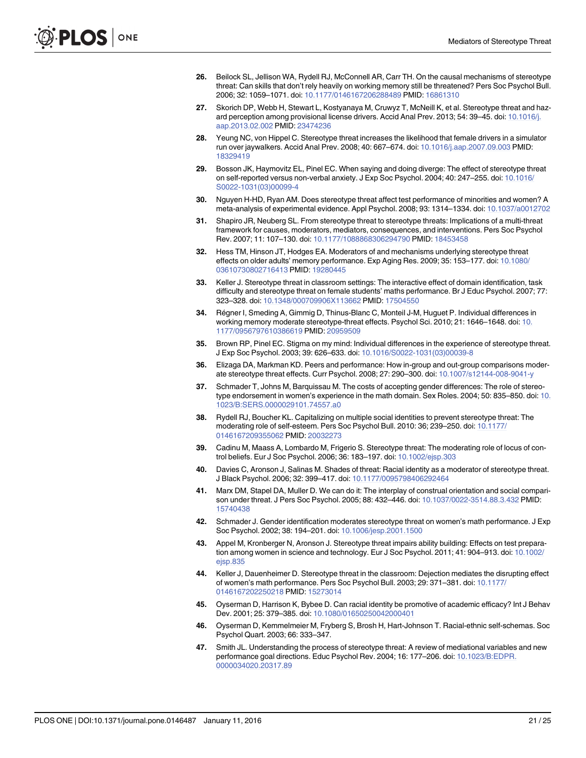26. Beilock SL, Jellison WA, Rydell RJ, McConnell AR, Carr TH. On the causal mechanisms of stereotype threat: Can skills that don't rely heavily on working memory still be threatened? Pers Soc Psychol Bull. 2006; 32: 1059–1071. doi: 10.1177/0146167206288489 PMID: 16861310

27. Skorich DP, Webb H, Stewart L, Kostyanaya M, Cruwyz T, McNeill K, et al. Stereotype threat and hazard perception among provisional license drivers. Accid Anal Prev. 2013; 54: 39–45. doi: 10.1016/j.aap.2013.02.002 PMID: 23474236

28. Yeung NC, von Hippel C. Stereotype threat increases the likelihood that female drivers in a simulator run over jaywalkers. Accid Anal Prev. 2008; 40: 667–674. doi: 10.1016/j.aap.2007.09.003 PMID: 18329419

29. Bosson JK, Haymovitz EL, Pinel EC. When saying and doing diverge: The effect of stereotype threat on self-reported versus non-verbal anxiety. J Exp Soc Psychol. 2004; 40: 247–255. doi: 10.1016/S0022-1031(03)00099-4

30. Nguyen H-HD, Ryan AM. Does stereotype threat affect test performance of minorities and women? A meta-analysis of experimental evidence. Appl Psychol. 2008; 93: 1314–1334. doi: 10.1037/a0012702

31. Shapiro JR, Neuberg SL. From stereotype threat to stereotype threats: Implications of a multi-threat framework for causes, moderators, mediators, consequences, and interventions. Pers Soc Psychol Rev. 2007; 11: 107–130. doi: 10.1177/1088868306294790 PMID: 18453458

32. Hess TM, Hinson JT, Hodges EA. Moderators of and mechanisms underlying stereotype threat effects on older adults' memory performance. Exp Aging Res. 2009; 35: 153–177. doi: 10.1080/03610730802716413 PMID: 19280445

33. Keller J. Stereotype threat in classroom settings: The interactive effect of domain identification, task difficulty and stereotype threat on female students' maths performance. Br J Educ Psychol. 2007; 77: 323–328. doi: 10.1348/000709906X113662 PMID: 17504550

34. Régner I, Smeding A, Gimmig D, Thinus-Blanc C, Monteil J-M, Huguet P. Individual differences in working memory moderate stereotype-threat effects. Psychol Sci. 2010; 21: 1646–1648. doi: 10.1177/0956797610386619 PMID: 20959509

35. Brown RP, Pinel EC. Stigma on my mind: Individual differences in the experience of stereotype threat. J Exp Soc Psychol. 2003; 39: 626–633. doi: 10.1016/S0022-1031(03)00039-8

36. Elizaga DA, Markman KD. Peers and performance: How in-group and out-group comparisons moderate stereotype threat effects. Curr Psychol. 2008; 27: 290–300. doi: 10.1007/s12144-008-9041-y

37. Schmader T, Johns M, Barquissau M. The costs of accepting gender differences: The role of stereotype endorsement in women's experience in the math domain. Sex Roles. 2004; 50: 835–850. doi: 10.1023/B:SERS.0000029101.74557.a0

38. Rydell RJ, Boucher KL. Capitalizing on multiple social identities to prevent stereotype threat: The moderating role of self-esteem. Pers Soc Psychol Bull. 2010; 36; 239–250. doi: 10.1177/0146167209355062 PMID: 20032273

39. Cadinu M, Maass A, Lombardo M, Frigerio S. Stereotype threat: The moderating role of locus of control beliefs. Eur J Soc Psychol. 2006; 36: 183–197. doi: 10.1002/ejsp.303

40. Davies C, Aronson J, Salinas M. Shades of threat: Racial identity as a moderator of stereotype threat. J Black Psychol. 2006; 32: 399–417. doi: 10.1177/0095798406292464

41. Marx DM, Stapel DA, Muller D. We can do it: The interplay of construal orientation and social comparison under threat. J Pers Soc Psychol. 2005; 88: 432–446. doi: 10.1037/0022-3514.88.3.432 PMID: 15740438

42. Schmader J. Gender identification moderates stereotype threat on women's math performance. J Exp Soc Psychol. 2002; 38: 194–201. doi: 10.1006/jesp.2001.1500

43. Appel M, Kronberger N, Aronson J. Stereotype threat impairs ability building: Effects on test preparation among women in science and technology. Eur J Soc Psychol. 2011; 41: 904–913. doi: 10.1002/ejsp.835

44. Keller J, Dauenheimer D. Stereotype threat in the classroom: Dejection mediates the disrupting effect of women's math performance. Pers Soc Psychol Bull. 2003; 29: 371–381. doi: 10.1177/0146167202250218 PMID: 15273014

45. Oyserman D, Harrison K, Bybee D. Can racial identity be promotive of academic efficacy? Int J Behav Dev. 2001; 25: 379–385. doi: 10.1080/01650250042000401

46. Oyserman D, Kemmelmeier M, Fryberg S, Brosh H, Hart-Johnson T. Racial-ethnic self-schemas. Soc Psychol Quart. 2003; 66: 333–347.

47. Smith JL. Understanding the process of stereotype threat: A review of mediational variables and new performance goal directions. Educ Psychol Rev. 2004; 16: 177–206. doi: 10.1023/B:EDPR.0000034020.20317.89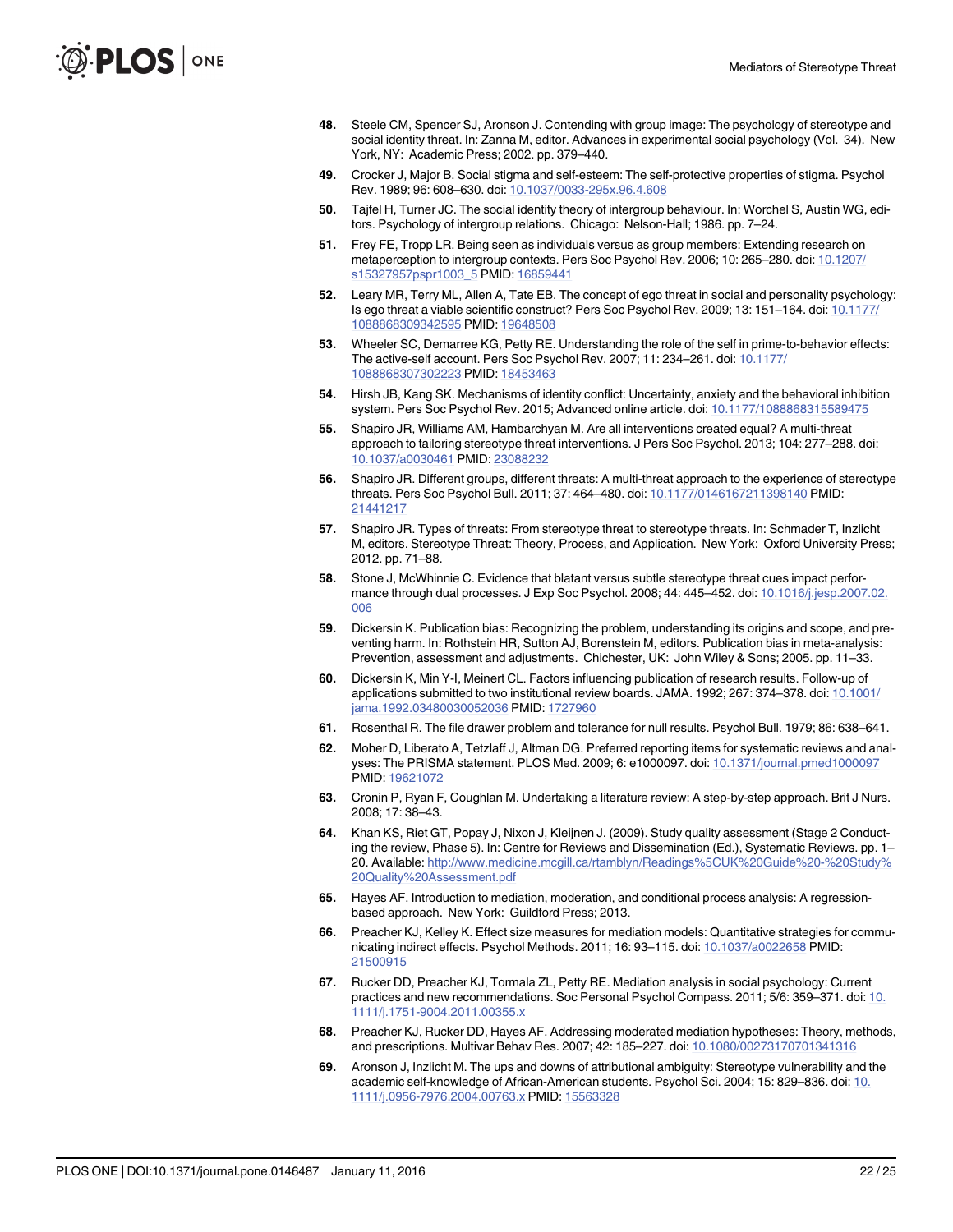48. Steele CM, Spencer SJ, Aronson J. Contending with group image: The psychology of stereotype and social identity threat. In: Zanna M, editor. Advances in experimental social psychology (Vol. 34). New York, NY: Academic Press; 2002. pp. 379–440.
49. Crocker J, Major B. Social stigma and self-esteem: The self-protective properties of stigma. Psychol Rev. 1989; 96: 608–630. doi: 10.1037/0033-295x.96.4.608
50. Tajfel H, Turner JC. The social identity theory of intergroup behaviour. In: Worchel S, Austin WG, editors. Psychology of intergroup relations. Chicago: Nelson-Hall; 1986. pp. 7–24.
51. Frey FE, Tropp LR. Being seen as individuals versus as group members: Extending research on metaperception to intergroup contexts. Pers Soc Psychol Rev. 2006; 10: 265–280. doi: 10.1207/s15327957pspr1003_5 PMID: 16859441
52. Leary MR, Terry ML, Allen A, Tate EB. The concept of ego threat in social and personality psychology: Is ego threat a viable scientific construct? Pers Soc Psychol Rev. 2009; 13: 151–164. doi: 10.1177/1088868309342595 PMID: 19648508
53. Wheeler SC, Demarree KG, Petty RE. Understanding the role of the self in prime-to-behavior effects: The active-self account. Pers Soc Psychol Rev. 2007; 11: 234–261. doi: 10.1177/1088868307302223 PMID: 18453463
54. Hirsh JB, Kang SK. Mechanisms of identity conflict: Uncertainty, anxiety and the behavioral inhibition system. Pers Soc Psychol Rev. 2015; Advanced online article. doi: 10.1177/1088868315589475
55. Shapiro JR, Williams AM, Hambarchyan M. Are all interventions created equal? A multi-threat approach to tailoring stereotype threat interventions. J Pers Soc Psychol. 2013; 104: 277–288. doi: 10.1037/a0030461 PMID: 23088232
56. Shapiro JR. Different groups, different threats: A multi-threat approach to the experience of stereotype threats. Pers Soc Psychol Bull. 2011; 37: 464–480. doi: 10.1177/0146167211398140 PMID: 21441217
57. Shapiro JR. Types of threats: From stereotype threat to stereotype threats. In: Schmader T, Inzlicht M, editors. Stereotype Threat: Theory, Process, and Application. New York: Oxford University Press; 2012. pp. 71–88.
58. Stone J, McWhinnie C. Evidence that blatant versus subtle stereotype threat cues impact performance through dual processes. J Exp Soc Psychol. 2008; 44: 445–452. doi: 10.1016/j.jesp.2007.02.006
59. Dickersin K. Publication bias: Recognizing the problem, understanding its origins and scope, and preventing harm. In: Rothstein HR, Sutton AJ, Borenstein M, editors. Publication bias in meta-analysis: Prevention, assessment and adjustments. Chichester, UK: John Wiley & Sons; 2005. pp. 11–33.
60. Dickersin K, Min Y-I, Meinert CL. Factors influencing publication of research results. Follow-up of applications submitted to two institutional review boards. JAMA. 1992; 267: 374–378. doi: 10.1001/jama.1992.03480030052036 PMID: 1727960
61. Rosenthal R. The file drawer problem and tolerance for null results. Psychol Bull. 1979; 86: 638–641.
62. Moher D, Liberato A, Tetzlaff J, Altman DG. Preferred reporting items for systematic reviews and analyses: The PRISMA statement. PLOS Med. 2009; 6: e1000097. doi: 10.1371/journal.pmed1000097 PMID: 19621072
63. Cronin P, Ryan F, Coughlan M. Undertaking a literature review: A step-by-step approach. Brit J Nurs. 2008; 17: 38–43.
64. Khan KS, Riet GT, Popay J, Nixon J, Kleijnen J. (2009). Study quality assessment (Stage 2 Conducting the review, Phase 5). In: Centre for Reviews and Dissemination (Ed.), Systematic Reviews. pp. 1–20. Available: http://www.medicine.mcgill.ca/rtamblyn/Readings%5CUK%20Guide%20-%20Study%20Quality%20Assessment.pdf
65. Hayes AF. Introduction to mediation, moderation, and conditional process analysis: A regression-based approach. New York: Guildford Press; 2013.
66. Preacher KJ, Kelley K. Effect size measures for mediation models: Quantitative strategies for communicating indirect effects. Psychol Methods. 2011; 16: 93–115. doi: 10.1037/a0022658 PMID: 21500915
67. Rucker DD, Preacher KJ, Tormala ZL, Petty RE. Mediation analysis in social psychology: Current practices and new recommendations. Soc Personal Psychol Compass. 2011; 5/6: 359–371. doi: 10.1111/j.1751-9004.2011.00355.x
68. Preacher KJ, Rucker DD, Hayes AF. Addressing moderated mediation hypotheses: Theory, methods, and prescriptions. Multivar Behav Res. 2007; 42: 185–227. doi: 10.1080/00273170701341316
69. Aronson J, Inzlicht M. The ups and downs of attributional ambiguity: Stereotype vulnerability and the academic self-knowledge of African-American students. Psychol Sci. 2004; 15: 829–836. doi: 10.1111/j.0956-7976.2004.00763.x PMID: 15563328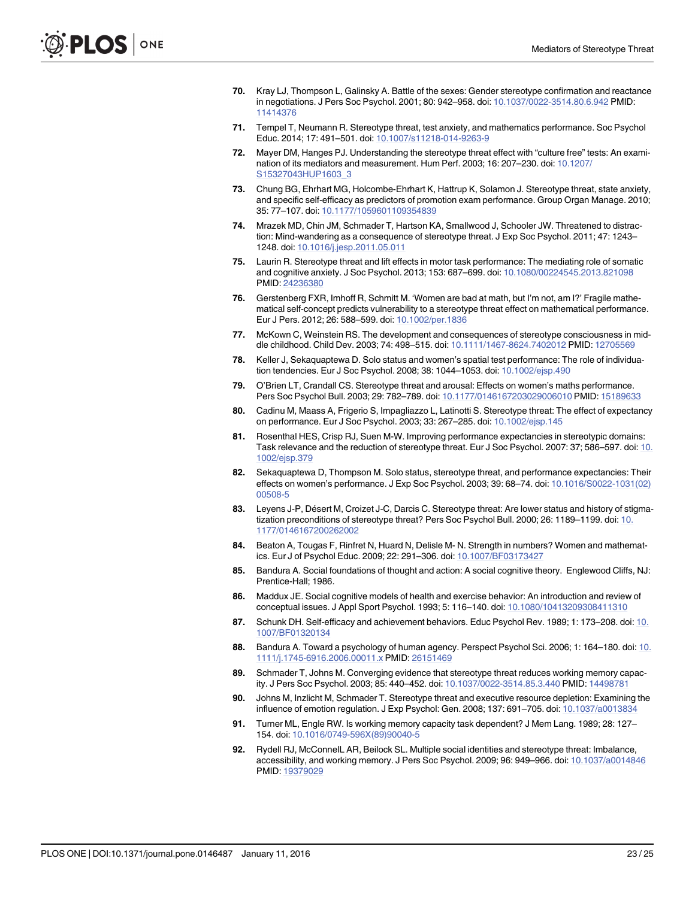70. Kray LJ, Thompson L, Galinsky A. Battle of the sexes: Gender stereotype confirmation and reactance in negotiations. J Pers Soc Psychol. 2001; 80: 942–958. doi: 10.1037/0022-3514.80.6.942 PMID: 11414376

71. Tempel T, Neumann R. Stereotype threat, test anxiety, and mathematics performance. Soc Psychol Educ. 2014; 17: 491–501. doi: 10.1007/s11218-014-9263-9

72. Mayer DM, Hanges PJ. Understanding the stereotype threat effect with "culture free" tests: An examination of its mediators and measurement. Hum Perf. 2003; 16: 207–230. doi: 10.1207/S15327043HUP1603_3

73. Chung BG, Ehrhart MG, Holcombe-Ehrhart K, Hattrup K, Solamon J. Stereotype threat, state anxiety, and specific self-efficacy as predictors of promotion exam performance. Group Organ Manage. 2010; 35: 77–107. doi: 10.1177/1059601109354839

74. Mrazek MD, Chin JM, Schmader T, Hartson KA, Smallwood J, Schooler JW. Threatened to distraction: Mind-wandering as a consequence of stereotype threat. J Exp Soc Psychol. 2011; 47: 1243–1248. doi: 10.1016/j.jesp.2011.05.011

75. Laurin R. Stereotype threat and lift effects in motor task performance: The mediating role of somatic and cognitive anxiety. J Soc Psychol. 2013; 153: 687–699. doi: 10.1080/00224545.2013.821098 PMID: 24236380

76. Gerstenberg FXR, Imhoff R, Schmitt M. 'Women are bad at math, but I'm not, am I?' Fragile mathematical self-concept predicts vulnerability to a stereotype threat effect on mathematical performance. Eur J Pers. 2012; 26: 588–599. doi: 10.1002/per.1836

77. McKown C, Weinstein RS. The development and consequences of stereotype consciousness in middle childhood. Child Dev. 2003; 74: 498–515. doi: 10.1111/1467-8624.7402012 PMID: 12705569

78. Keller J, Sekaquaptewa D. Solo status and women's spatial test performance: The role of individuation tendencies. Eur J Soc Psychol. 2008; 38: 1044–1053. doi: 10.1002/ejsp.490

79. O'Brien LT, Crandall CS. Stereotype threat and arousal: Effects on women's maths performance. Pers Soc Psychol Bull. 2003; 29: 782–789. doi: 10.1177/0146167203029006010 PMID: 15189633

80. Cadinu M, Maass A, Frigerio S, Impagliazzo L, Latinotti S. Stereotype threat: The effect of expectancy on performance. Eur J Soc Psychol. 2003; 33: 267–285. doi: 10.1002/ejsp.145

81. Rosenthal HES, Crisp RJ, Suen M-W. Improving performance expectancies in stereotypic domains: Task relevance and the reduction of stereotype threat. Eur J Soc Psychol. 2007: 37; 586–597. doi: 10.1002/ejsp.379

82. Sekaquaptewa D, Thompson M. Solo status, stereotype threat, and performance expectancies: Their effects on women's performance. J Exp Soc Psychol. 2003; 39: 68–74. doi: 10.1016/S0022-1031(02)00508-5

83. Leyens J-P, Désert M, Croizet J-C, Darcis C. Stereotype threat: Are lower status and history of stigmatization preconditions of stereotype threat? Pers Soc Psychol Bull. 2000; 26: 1189–1199. doi: 10.1177/0146167200262002

84. Beaton A, Tougas F, Rinfret N, Huard N, Delisle M- N. Strength in numbers? Women and mathematics. Eur J of Psychol Educ. 2009; 22: 291–306. doi: 10.1007/BF03173427

85. Bandura A. Social foundations of thought and action: A social cognitive theory. Englewood Cliffs, NJ: Prentice-Hall; 1986.

86. Maddux JE. Social cognitive models of health and exercise behavior: An introduction and review of conceptual issues. J Appl Sport Psychol. 1993; 5: 116–140. doi: 10.1080/10413209308411310

87. Schunk DH. Self-efficacy and achievement behaviors. Educ Psychol Rev. 1989; 1: 173–208. doi: 10.1007/BF01320134

88. Bandura A. Toward a psychology of human agency. Perspect Psychol Sci. 2006; 1: 164–180. doi: 10.1111/j.1745-6916.2006.00011.x PMID: 26151469

89. Schmader T, Johns M. Converging evidence that stereotype threat reduces working memory capacity. J Pers Soc Psychol. 2003; 85: 440–452. doi: 10.1037/0022-3514.85.3.440 PMID: 14498781

90. Johns M, Inzlicht M, Schmader T. Stereotype threat and executive resource depletion: Examining the influence of emotion regulation. J Exp Psychol: Gen. 2008; 137: 691–705. doi: 10.1037/a0013834

91. Turner ML, Engle RW. Is working memory capacity task dependent? J Mem Lang. 1989; 28: 127–154. doi: 10.1016/0749-596X(89)90040-5

92. Rydell RJ, McConnelL AR, Beilock SL. Multiple social identities and stereotype threat: Imbalance, accessibility, and working memory. J Pers Soc Psychol. 2009; 96: 949–966. doi: 10.1037/a0014846 PMID: 19379029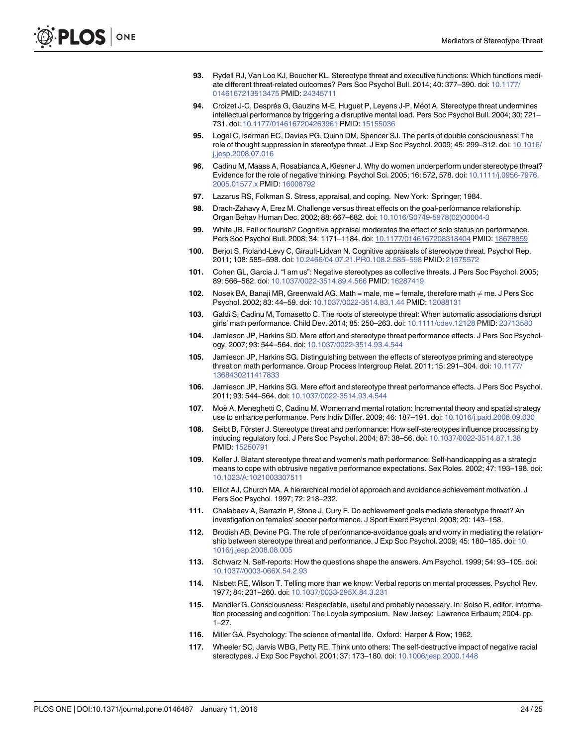93. Rydell RJ, Van Loo KJ, Boucher KL. Stereotype threat and executive functions: Which functions mediate different threat-related outcomes? Pers Soc Psychol Bull. 2014; 40: 377–390. doi: 10.1177/0146167213513475 PMID: 24345711

94. Croizet J-C, Després G, Gauzins M-E, Huguet P, Leyens J-P, Méot A. Stereotype threat undermines intellectual performance by triggering a disruptive mental load. Pers Soc Psychol Bull. 2004; 30: 721–731. doi: 10.1177/0146167204263961 PMID: 15155036

95. Logel C, Iserman EC, Davies PG, Quinn DM, Spencer SJ. The perils of double consciousness: The role of thought suppression in stereotype threat. J Exp Soc Psychol. 2009; 45: 299–312. doi: 10.1016/j.jesp.2008.07.016

96. Cadinu M, Maass A, Rosabianca A, Kiesner J. Why do women underperform under stereotype threat? Evidence for the role of negative thinking. Psychol Sci. 2005; 16: 572, 578. doi: 10.1111/j.0956-7976.2005.01577.x PMID: 16008792

97. Lazarus RS, Folkman S. Stress, appraisal, and coping. New York: Springer; 1984.

98. Drach-Zahavy A, Erez M. Challenge versus threat effects on the goal-performance relationship. Organ Behav Human Dec. 2002; 88: 667–682. doi: 10.1016/S0749-5978(02)00004-3

99. White JB. Fail or flourish? Cognitive appraisal moderates the effect of solo status on performance. Pers Soc Psychol Bull. 2008; 34: 1171–1184. doi: 10.1177/0146167208318404 PMID: 18678859

100. Berjot S, Roland-Levy C, Girault-Lidvan N. Cognitive appraisals of stereotype threat. Psychol Rep. 2011; 108: 585–598. doi: 10.2466/04.07.21.PR0.108.2.585–598 PMID: 21675572

101. Cohen GL, Garcia J. "I am us": Negative stereotypes as collective threats. J Pers Soc Psychol. 2005; 89: 566–582. doi: 10.1037/0022-3514.89.4.566 PMID: 16287419

102. Nosek BA, Banaji MR, Greenwald AG. Math = male, me = female, therefore math ≠ me. J Pers Soc Psychol. 2002; 83: 44–59. doi: 10.1037/0022-3514.83.1.44 PMID: 12088131

103. Galdi S, Cadinu M, Tomasetto C. The roots of stereotype threat: When automatic associations disrupt girls' math performance. Child Dev. 2014; 85: 250–263. doi: 10.1111/cdev.12128 PMID: 23713580

104. Jamieson JP, Harkins SD. Mere effort and stereotype threat performance effects. J Pers Soc Psychology. 2007; 93: 544–564. doi: 10.1037/0022-3514.93.4.544

105. Jamieson JP, Harkins SG. Distinguishing between the effects of stereotype priming and stereotype threat on math performance. Group Process Intergroup Relat. 2011; 15: 291–304. doi: 10.1177/1368430211417833

106. Jamieson JP, Harkins SG. Mere effort and stereotype threat performance effects. J Pers Soc Psychol. 2011; 93: 544–564. doi: 10.1037/0022-3514.93.4.544

107. Moè A, Meneghetti C, Cadinu M. Women and mental rotation: Incremental theory and spatial strategy use to enhance performance. Pers Indiv Differ. 2009; 46: 187–191. doi: 10.1016/j.paid.2008.09.030

108. Seibt B, Förster J. Stereotype threat and performance: How self-stereotypes influence processing by inducing regulatory foci. J Pers Soc Psychol. 2004; 87: 38–56. doi: 10.1037/0022-3514.87.1.38 PMID: 15250791

109. Keller J. Blatant stereotype threat and women's math performance: Self-handicapping as a strategic means to cope with obtrusive negative performance expectations. Sex Roles. 2002; 47: 193–198. doi: 10.1023/A:1021003307511

110. Elliot AJ, Church MA. A hierarchical model of approach and avoidance achievement motivation. J Pers Soc Psychol. 1997; 72: 218–232.

111. Chalabaev A, Sarrazin P, Stone J, Cury F. Do achievement goals mediate stereotype threat? An investigation on females' soccer performance. J Sport Exerc Psychol. 2008; 20: 143–158.

112. Brodish AB, Devine PG. The role of performance-avoidance goals and worry in mediating the relationship between stereotype threat and performance. J Exp Soc Psychol. 2009; 45: 180–185. doi: 10.1016/j.jesp.2008.08.005

113. Schwarz N. Self-reports: How the questions shape the answers. Am Psychol. 1999; 54: 93–105. doi: 10.1037//0003-066X.54.2.93

114. Nisbett RE, Wilson T. Telling more than we know: Verbal reports on mental processes. Psychol Rev. 1977; 84: 231–260. doi: 10.1037/0033-295X.84.3.231

115. Mandler G. Consciousness: Respectable, useful and probably necessary. In: Solso R, editor. Information processing and cognition: The Loyola symposium. New Jersey: Lawrence Erlbaum; 2004. pp. 1–27.

116. Miller GA. Psychology: The science of mental life. Oxford: Harper & Row; 1962.

117. Wheeler SC, Jarvis WBG, Petty RE. Think unto others: The self-destructive impact of negative racial stereotypes. J Exp Soc Psychol. 2001; 37: 173–180. doi: 10.1006/jesp.2000.1448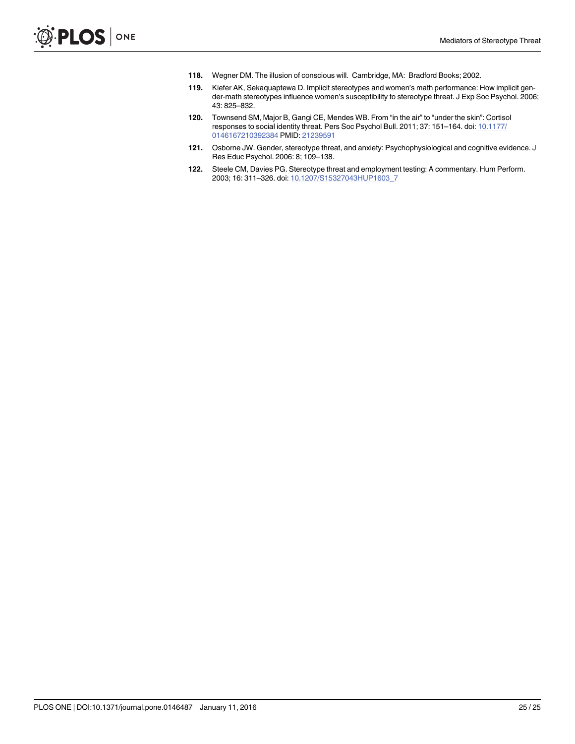118. Wegner DM. The illusion of conscious will. Cambridge, MA: Bradford Books; 2002.

119. Kiefer AK, Sekaquaptewa D. Implicit stereotypes and women's math performance: How implicit gender-math stereotypes influence women's susceptibility to stereotype threat. J Exp Soc Psychol. 2006; 43: 825–832.

120. Townsend SM, Major B, Gangi CE, Mendes WB. From "in the air" to "under the skin": Cortisol responses to social identity threat. Pers Soc Psychol Bull. 2011; 37: 151–164. doi: 10.1177/0146167210392384 PMID: 21239591

121. Osborne JW. Gender, stereotype threat, and anxiety: Psychophysiological and cognitive evidence. J Res Educ Psychol. 2006: 8; 109–138.

122. Steele CM, Davies PG. Stereotype threat and employment testing: A commentary. Hum Perform. 2003; 16: 311–326. doi: 10.1207/S15327043HUP1603_7